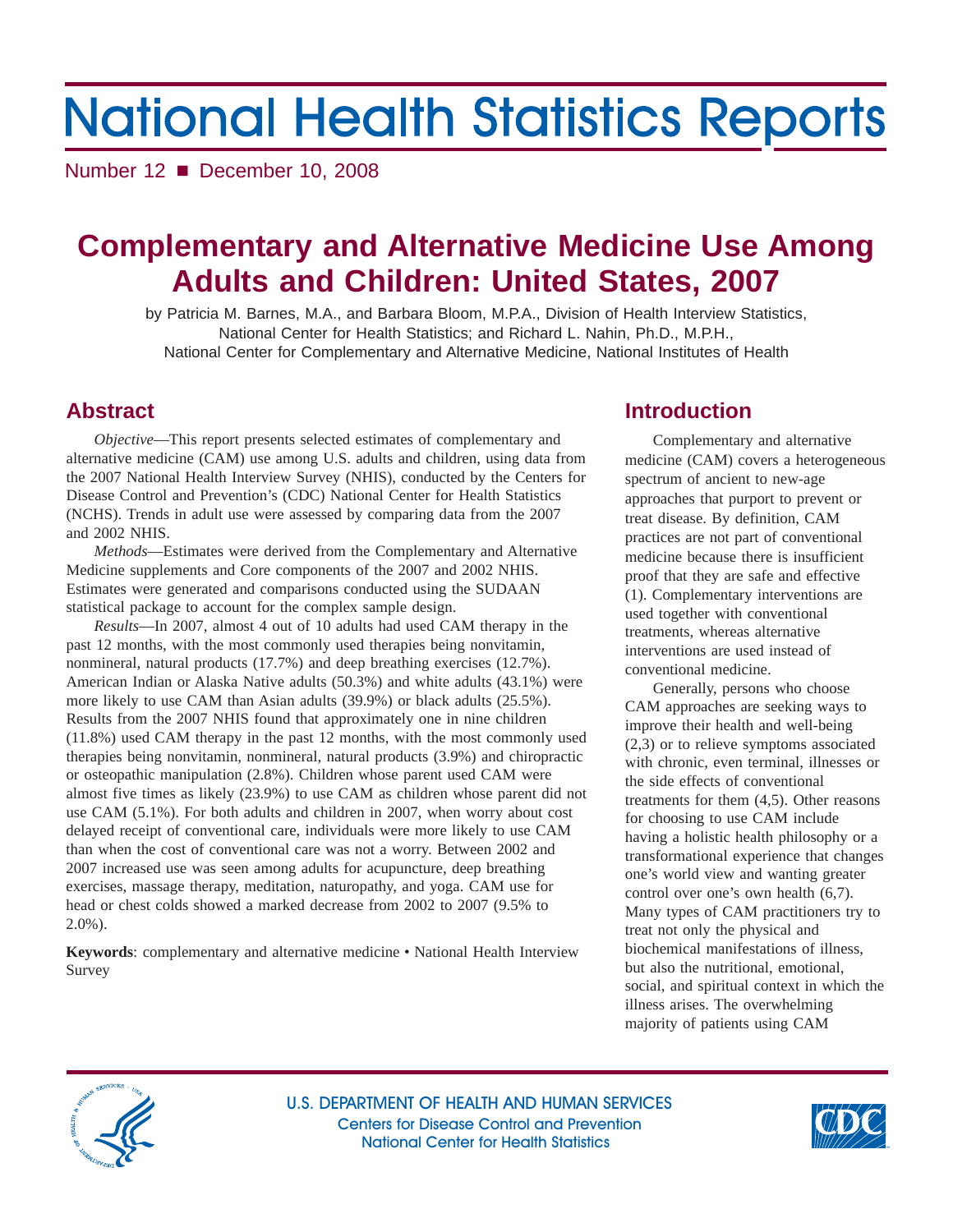# National Health Statistics Reports

Number 12 ■ December 10, 2008

# Complementary and Alternative Medicine Use Among Adults and Children: United States, 2007

by Patricia M. Barnes, M.A., and Barbara Bloom, M.P.A., Division of Health Interview Statistics, National Center for Health Statistics; and Richard L. Nahin, Ph.D., M.P.H., National Center for Complementary and Alternative Medicine, National Institutes of Health

## Abstract

*Objective*—This report presents selected estimates of complementary and alternative medicine (CAM) use among U.S. adults and children, using data from the 2007 National Health Interview Survey (NHIS), conducted by the Centers for Disease Control and Prevention's (CDC) National Center for Health Statistics (NCHS). Trends in adult use were assessed by comparing data from the 2007 and 2002 NHIS.

*Methods*—Estimates were derived from the Complementary and Alternative Medicine supplements and Core components of the 2007 and 2002 NHIS. Estimates were generated and comparisons conducted using the SUDAAN statistical package to account for the complex sample design.

*Results*—In 2007, almost 4 out of 10 adults had used CAM therapy in the past 12 months, with the most commonly used therapies being nonvitamin, nonmineral, natural products (17.7%) and deep breathing exercises (12.7%). American Indian or Alaska Native adults (50.3%) and white adults (43.1%) were more likely to use CAM than Asian adults (39.9%) or black adults (25.5%). Results from the 2007 NHIS found that approximately one in nine children (11.8%) used CAM therapy in the past 12 months, with the most commonly used therapies being nonvitamin, nonmineral, natural products (3.9%) and chiropractic or osteopathic manipulation (2.8%). Children whose parent used CAM were almost five times as likely (23.9%) to use CAM as children whose parent did not use CAM (5.1%). For both adults and children in 2007, when worry about cost delayed receipt of conventional care, individuals were more likely to use CAM than when the cost of conventional care was not a worry. Between 2002 and 2007 increased use was seen among adults for acupuncture, deep breathing exercises, massage therapy, meditation, naturopathy, and yoga. CAM use for head or chest colds showed a marked decrease from 2002 to 2007 (9.5% to 2.0%).

**Keywords**: complementary and alternative medicine • National Health Interview Survey

## Introduction

Complementary and alternative medicine (CAM) covers a heterogeneous spectrum of ancient to new-age approaches that purport to prevent or treat disease. By definition, CAM practices are not part of conventional medicine because there is insufficient proof that they are safe and effective (1). Complementary interventions are used together with conventional treatments, whereas alternative interventions are used instead of conventional medicine.

Generally, persons who choose CAM approaches are seeking ways to improve their health and well-being (2,3) or to relieve symptoms associated with chronic, even terminal, illnesses or the side effects of conventional treatments for them (4,5). Other reasons for choosing to use CAM include having a holistic health philosophy or a transformational experience that changes one's world view and wanting greater control over one's own health (6,7). Many types of CAM practitioners try to treat not only the physical and biochemical manifestations of illness, but also the nutritional, emotional, social, and spiritual context in which the illness arises. The overwhelming majority of patients using CAM

U.S. DEPARTMENT OF HEALTH AND HUMAN SERVICES
Centers for Disease Control and Prevention
National Center for Health Statistics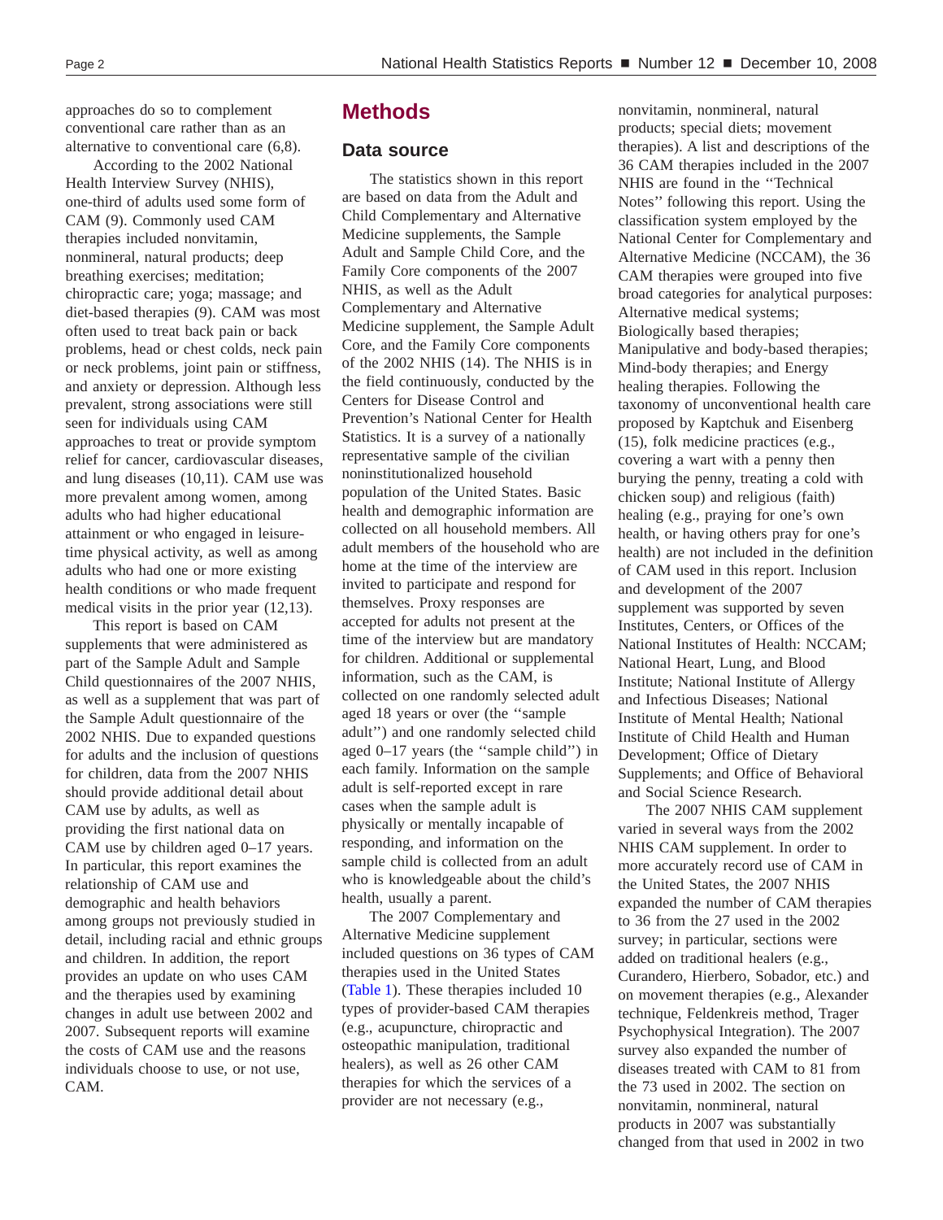approaches do so to complement conventional care rather than as an alternative to conventional care (6,8).

According to the 2002 National Health Interview Survey (NHIS), one-third of adults used some form of CAM (9). Commonly used CAM therapies included nonvitamin, nonmineral, natural products; deep breathing exercises; meditation; chiropractic care; yoga; massage; and diet-based therapies (9). CAM was most often used to treat back pain or back problems, head or chest colds, neck pain or neck problems, joint pain or stiffness, and anxiety or depression. Although less prevalent, strong associations were still seen for individuals using CAM approaches to treat or provide symptom relief for cancer, cardiovascular diseases, and lung diseases (10,11). CAM use was more prevalent among women, among adults who had higher educational attainment or who engaged in leisure-time physical activity, as well as among adults who had one or more existing health conditions or who made frequent medical visits in the prior year (12,13).

This report is based on CAM supplements that were administered as part of the Sample Adult and Sample Child questionnaires of the 2007 NHIS, as well as a supplement that was part of the Sample Adult questionnaire of the 2002 NHIS. Due to expanded questions for adults and the inclusion of questions for children, data from the 2007 NHIS should provide additional detail about CAM use by adults, as well as providing the first national data on CAM use by children aged 0–17 years. In particular, this report examines the relationship of CAM use and demographic and health behaviors among groups not previously studied in detail, including racial and ethnic groups and children. In addition, the report provides an update on who uses CAM and the therapies used by examining changes in adult use between 2002 and 2007. Subsequent reports will examine the costs of CAM use and the reasons individuals choose to use, or not use, CAM.

# Methods

## Data source

The statistics shown in this report are based on data from the Adult and Child Complementary and Alternative Medicine supplements, the Sample Adult and Sample Child Core, and the Family Core components of the 2007 NHIS, as well as the Adult Complementary and Alternative Medicine supplement, the Sample Adult Core, and the Family Core components of the 2002 NHIS (14). The NHIS is in the field continuously, conducted by the Centers for Disease Control and Prevention's National Center for Health Statistics. It is a survey of a nationally representative sample of the civilian noninstitutionalized household population of the United States. Basic health and demographic information are collected on all household members. All adult members of the household who are home at the time of the interview are invited to participate and respond for themselves. Proxy responses are accepted for adults not present at the time of the interview but are mandatory for children. Additional or supplemental information, such as the CAM, is collected on one randomly selected adult aged 18 years or over (the ''sample adult'') and one randomly selected child aged 0–17 years (the ''sample child'') in each family. Information on the sample adult is self-reported except in rare cases when the sample adult is physically or mentally incapable of responding, and information on the sample child is collected from an adult who is knowledgeable about the child's health, usually a parent.

The 2007 Complementary and Alternative Medicine supplement included questions on 36 types of CAM therapies used in the United States (Table 1). These therapies included 10 types of provider-based CAM therapies (e.g., acupuncture, chiropractic and osteopathic manipulation, traditional healers), as well as 26 other CAM therapies for which the services of a provider are not necessary (e.g., nonvitamin, nonmineral, natural products; special diets; movement therapies). A list and descriptions of the 36 CAM therapies included in the 2007 NHIS are found in the ''Technical Notes'' following this report. Using the classification system employed by the National Center for Complementary and Alternative Medicine (NCCAM), the 36 CAM therapies were grouped into five broad categories for analytical purposes: Alternative medical systems; Biologically based therapies; Manipulative and body-based therapies; Mind-body therapies; and Energy healing therapies. Following the taxonomy of unconventional health care proposed by Kaptchuk and Eisenberg (15), folk medicine practices (e.g., covering a wart with a penny then burying the penny, treating a cold with chicken soup) and religious (faith) healing (e.g., praying for one's own health, or having others pray for one's health) are not included in the definition of CAM used in this report. Inclusion and development of the 2007 supplement was supported by seven Institutes, Centers, or Offices of the National Institutes of Health: NCCAM; National Heart, Lung, and Blood Institute; National Institute of Allergy and Infectious Diseases; National Institute of Mental Health; National Institute of Child Health and Human Development; Office of Dietary Supplements; and Office of Behavioral and Social Science Research.

The 2007 NHIS CAM supplement varied in several ways from the 2002 NHIS CAM supplement. In order to more accurately record use of CAM in the United States, the 2007 NHIS expanded the number of CAM therapies to 36 from the 27 used in the 2002 survey; in particular, sections were added on traditional healers (e.g., Curandero, Hierbero, Sobador, etc.) and on movement therapies (e.g., Alexander technique, Feldenkreis method, Trager Psychophysical Integration). The 2007 survey also expanded the number of diseases treated with CAM to 81 from the 73 used in 2002. The section on nonvitamin, nonmineral, natural products in 2007 was substantially changed from that used in 2002 in two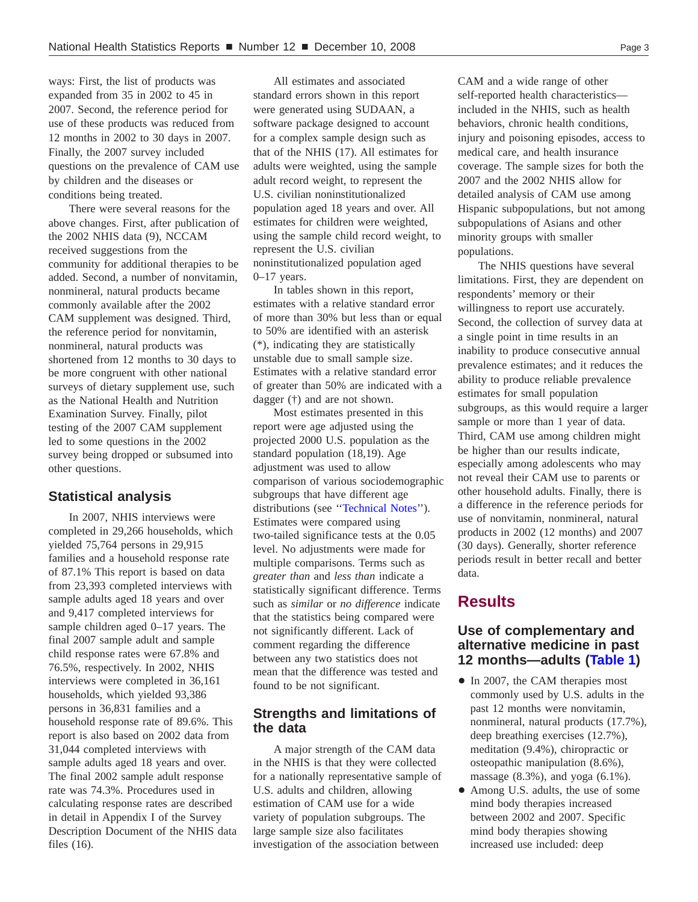ways: First, the list of products was expanded from 35 in 2002 to 45 in 2007. Second, the reference period for use of these products was reduced from 12 months in 2002 to 30 days in 2007. Finally, the 2007 survey included questions on the prevalence of CAM use by children and the diseases or conditions being treated.

There were several reasons for the above changes. First, after publication of the 2002 NHIS data (9), NCCAM received suggestions from the community for additional therapies to be added. Second, a number of nonvitamin, nonmineral, natural products became commonly available after the 2002 CAM supplement was designed. Third, the reference period for nonvitamin, nonmineral, natural products was shortened from 12 months to 30 days to be more congruent with other national surveys of dietary supplement use, such as the National Health and Nutrition Examination Survey. Finally, pilot testing of the 2007 CAM supplement led to some questions in the 2002 survey being dropped or subsumed into other questions.

## Statistical analysis

In 2007, NHIS interviews were completed in 29,266 households, which yielded 75,764 persons in 29,915 families and a household response rate of 87.1% This report is based on data from 23,393 completed interviews with sample adults aged 18 years and over and 9,417 completed interviews for sample children aged 0–17 years. The final 2007 sample adult and sample child response rates were 67.8% and 76.5%, respectively. In 2002, NHIS interviews were completed in 36,161 households, which yielded 93,386 persons in 36,831 families and a household response rate of 89.6%. This report is also based on 2002 data from 31,044 completed interviews with sample adults aged 18 years and over. The final 2002 sample adult response rate was 74.3%. Procedures used in calculating response rates are described in detail in Appendix I of the Survey Description Document of the NHIS data files (16).

All estimates and associated standard errors shown in this report were generated using SUDAAN, a software package designed to account for a complex sample design such as that of the NHIS (17). All estimates for adults were weighted, using the sample adult record weight, to represent the U.S. civilian noninstitutionalized population aged 18 years and over. All estimates for children were weighted, using the sample child record weight, to represent the U.S. civilian noninstitutionalized population aged 0–17 years.

In tables shown in this report, estimates with a relative standard error of more than 30% but less than or equal to 50% are identified with an asterisk (*), indicating they are statistically unstable due to small sample size. Estimates with a relative standard error of greater than 50% are indicated with a dagger (†) and are not shown.

Most estimates presented in this report were age adjusted using the projected 2000 U.S. population as the standard population (18,19). Age adjustment was used to allow comparison of various sociodemographic subgroups that have different age distributions (see ''Technical Notes''). Estimates were compared using two-tailed significance tests at the 0.05 level. No adjustments were made for multiple comparisons. Terms such as *greater than* and *less than* indicate a statistically significant difference. Terms such as *similar* or *no difference* indicate that the statistics being compared were not significantly different. Lack of comment regarding the difference between any two statistics does not mean that the difference was tested and found to be not significant.

## Strengths and limitations of the data

A major strength of the CAM data in the NHIS is that they were collected for a nationally representative sample of U.S. adults and children, allowing estimation of CAM use for a wide variety of population subgroups. The large sample size also facilitates investigation of the association between CAM and a wide range of other self-reported health characteristics—included in the NHIS, such as health behaviors, chronic health conditions, injury and poisoning episodes, access to medical care, and health insurance coverage. The sample sizes for both the 2007 and the 2002 NHIS allow for detailed analysis of CAM use among Hispanic subpopulations, but not among subpopulations of Asians and other minority groups with smaller populations.

The NHIS questions have several limitations. First, they are dependent on respondents' memory or their willingness to report use accurately. Second, the collection of survey data at a single point in time results in an inability to produce consecutive annual prevalence estimates; and it reduces the ability to produce reliable prevalence estimates for small population subgroups, as this would require a larger sample or more than 1 year of data. Third, CAM use among children might be higher than our results indicate, especially among adolescents who may not reveal their CAM use to parents or other household adults. Finally, there is a difference in the reference periods for use of nonvitamin, nonmineral, natural products in 2002 (12 months) and 2007 (30 days). Generally, shorter reference periods result in better recall and better data.

# Results

## Use of complementary and alternative medicine in past 12 months—adults (Table 1)

- In 2007, the CAM therapies most commonly used by U.S. adults in the past 12 months were nonvitamin, nonmineral, natural products (17.7%), deep breathing exercises (12.7%), meditation (9.4%), chiropractic or osteopathic manipulation (8.6%), massage (8.3%), and yoga (6.1%).
- Among U.S. adults, the use of some mind body therapies increased between 2002 and 2007. Specific mind body therapies showing increased use included: deep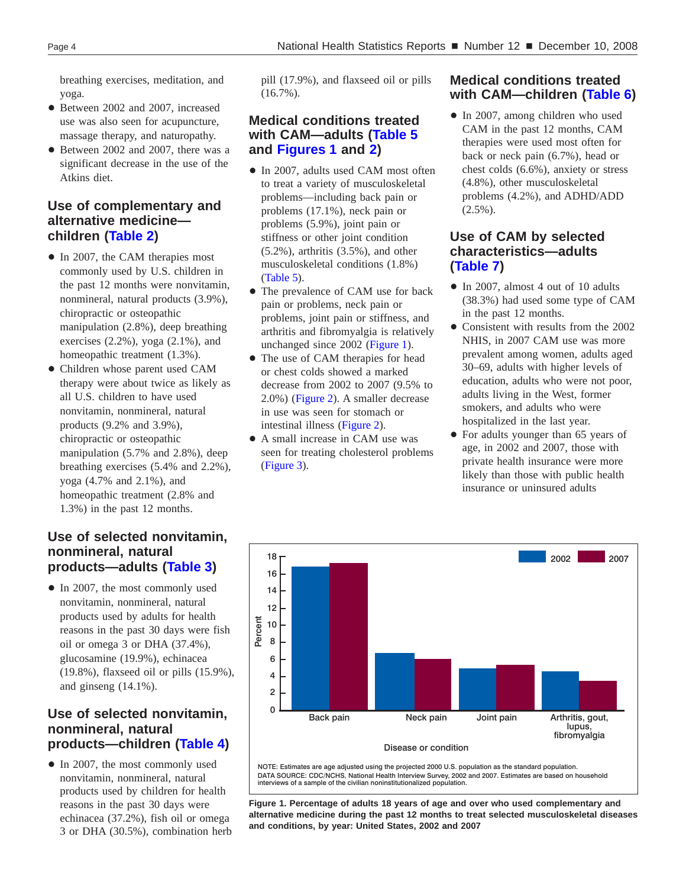breathing exercises, meditation, and yoga.

- Between 2002 and 2007, increased use was also seen for acupuncture, massage therapy, and naturopathy.
- Between 2002 and 2007, there was a significant decrease in the use of the Atkins diet.

## Use of complementary and alternative medicine—children (Table 2)

- In 2007, the CAM therapies most commonly used by U.S. children in the past 12 months were nonvitamin, nonmineral, natural products (3.9%), chiropractic or osteopathic manipulation (2.8%), deep breathing exercises (2.2%), yoga (2.1%), and homeopathic treatment (1.3%).
- Children whose parent used CAM therapy were about twice as likely as all U.S. children to have used nonvitamin, nonmineral, natural products (9.2% and 3.9%), chiropractic or osteopathic manipulation (5.7% and 2.8%), deep breathing exercises (5.4% and 2.2%), yoga (4.7% and 2.1%), and homeopathic treatment (2.8% and 1.3%) in the past 12 months.

## Use of selected nonvitamin, nonmineral, natural products—adults (Table 3)

- In 2007, the most commonly used nonvitamin, nonmineral, natural products used by adults for health reasons in the past 30 days were fish oil or omega 3 or DHA (37.4%), glucosamine (19.9%), echinacea (19.8%), flaxseed oil or pills (15.9%), and ginseng (14.1%).

## Use of selected nonvitamin, nonmineral, natural products—children (Table 4)

- In 2007, the most commonly used nonvitamin, nonmineral, natural products used by children for health reasons in the past 30 days were echinacea (37.2%), fish oil or omega 3 or DHA (30.5%), combination herb pill (17.9%), and flaxseed oil or pills (16.7%).

## Medical conditions treated with CAM—adults (Table 5 and Figures 1 and 2)

- In 2007, adults used CAM most often to treat a variety of musculoskeletal problems—including back pain or problems (17.1%), neck pain or problems (5.9%), joint pain or stiffness or other joint condition (5.2%), arthritis (3.5%), and other musculoskeletal conditions (1.8%) (Table 5).
- The prevalence of CAM use for back pain or problems, neck pain or problems, joint pain or stiffness, and arthritis and fibromyalgia is relatively unchanged since 2002 (Figure 1).
- The use of CAM therapies for head or chest colds showed a marked decrease from 2002 to 2007 (9.5% to 2.0%) (Figure 2). A smaller decrease in use was seen for stomach or intestinal illness (Figure 2).
- A small increase in CAM use was seen for treating cholesterol problems (Figure 3).

## Medical conditions treated with CAM—children (Table 6)

- In 2007, among children who used CAM in the past 12 months, CAM therapies were used most often for back or neck pain (6.7%), head or chest colds (6.6%), anxiety or stress (4.8%), other musculoskeletal problems (4.2%), and ADHD/ADD (2.5%).

## Use of CAM by selected characteristics—adults (Table 7)

- In 2007, almost 4 out of 10 adults (38.3%) had used some type of CAM in the past 12 months.
- Consistent with results from the 2002 NHIS, in 2007 CAM use was more prevalent among women, adults aged 30–69, adults with higher levels of education, adults who were not poor, adults living in the West, former smokers, and adults who were hospitalized in the last year.
- For adults younger than 65 years of age, in 2002 and 2007, those with private health insurance were more likely than those with public health insurance or uninsured adults

NOTE: Estimates are age adjusted using the projected 2000 U.S. population as the standard population.
DATA SOURCE: CDC/NCHS, National Health Interview Survey, 2002 and 2007. Estimates are based on household interviews of a sample of the civilian noninstitutionalized population.

**Figure 1. Percentage of adults 18 years of age and over who used complementary and alternative medicine during the past 12 months to treat selected musculoskeletal diseases and conditions, by year: United States, 2002 and 2007**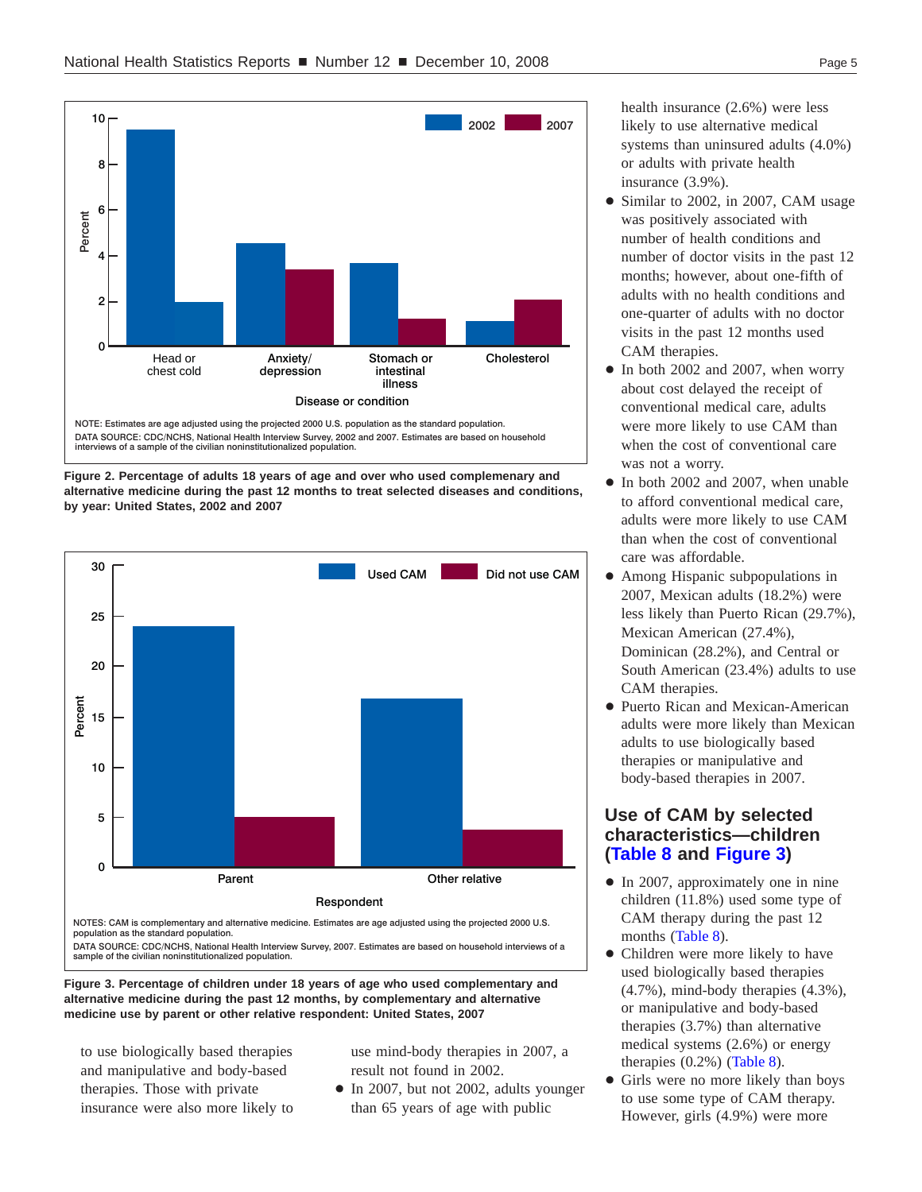NOTE: Estimates are age adjusted using the projected 2000 U.S. population as the standard population.
DATA SOURCE: CDC/NCHS, National Health Interview Survey, 2002 and 2007. Estimates are based on household interviews of a sample of the civilian noninstitutionalized population.

**Figure 2. Percentage of adults 18 years of age and over who used complemenary and alternative medicine during the past 12 months to treat selected diseases and conditions, by year: United States, 2002 and 2007**

NOTES: CAM is complementary and alternative medicine. Estimates are age adjusted using the projected 2000 U.S. population as the standard population.
DATA SOURCE: CDC/NCHS, National Health Interview Survey, 2007. Estimates are based on household interviews of a sample of the civilian noninstitutionalized population.

**Figure 3. Percentage of children under 18 years of age who used complementary and alternative medicine during the past 12 months, by complementary and alternative medicine use by parent or other relative respondent: United States, 2007**

to use biologically based therapies and manipulative and body-based therapies. Those with private insurance were also more likely to use mind-body therapies in 2007, a result not found in 2002.

- In 2007, but not 2002, adults younger than 65 years of age with public health insurance (2.6%) were less likely to use alternative medical systems than uninsured adults (4.0%) or adults with private health insurance (3.9%).
- Similar to 2002, in 2007, CAM usage was positively associated with number of health conditions and number of doctor visits in the past 12 months; however, about one-fifth of adults with no health conditions and one-quarter of adults with no doctor visits in the past 12 months used CAM therapies.
- In both 2002 and 2007, when worry about cost delayed the receipt of conventional medical care, adults were more likely to use CAM than when the cost of conventional care was not a worry.
- In both 2002 and 2007, when unable to afford conventional medical care, adults were more likely to use CAM than when the cost of conventional care was affordable.
- Among Hispanic subpopulations in 2007, Mexican adults (18.2%) were less likely than Puerto Rican (29.7%), Mexican American (27.4%), Dominican (28.2%), and Central or South American (23.4%) adults to use CAM therapies.
- Puerto Rican and Mexican-American adults were more likely than Mexican adults to use biologically based therapies or manipulative and body-based therapies in 2007.

## Use of CAM by selected characteristics—children (Table 8 and Figure 3)

- In 2007, approximately one in nine children (11.8%) used some type of CAM therapy during the past 12 months (Table 8).
- Children were more likely to have used biologically based therapies (4.7%), mind-body therapies (4.3%), or manipulative and body-based therapies (3.7%) than alternative medical systems (2.6%) or energy therapies (0.2%) (Table 8).
- Girls were no more likely than boys to use some type of CAM therapy. However, girls (4.9%) were more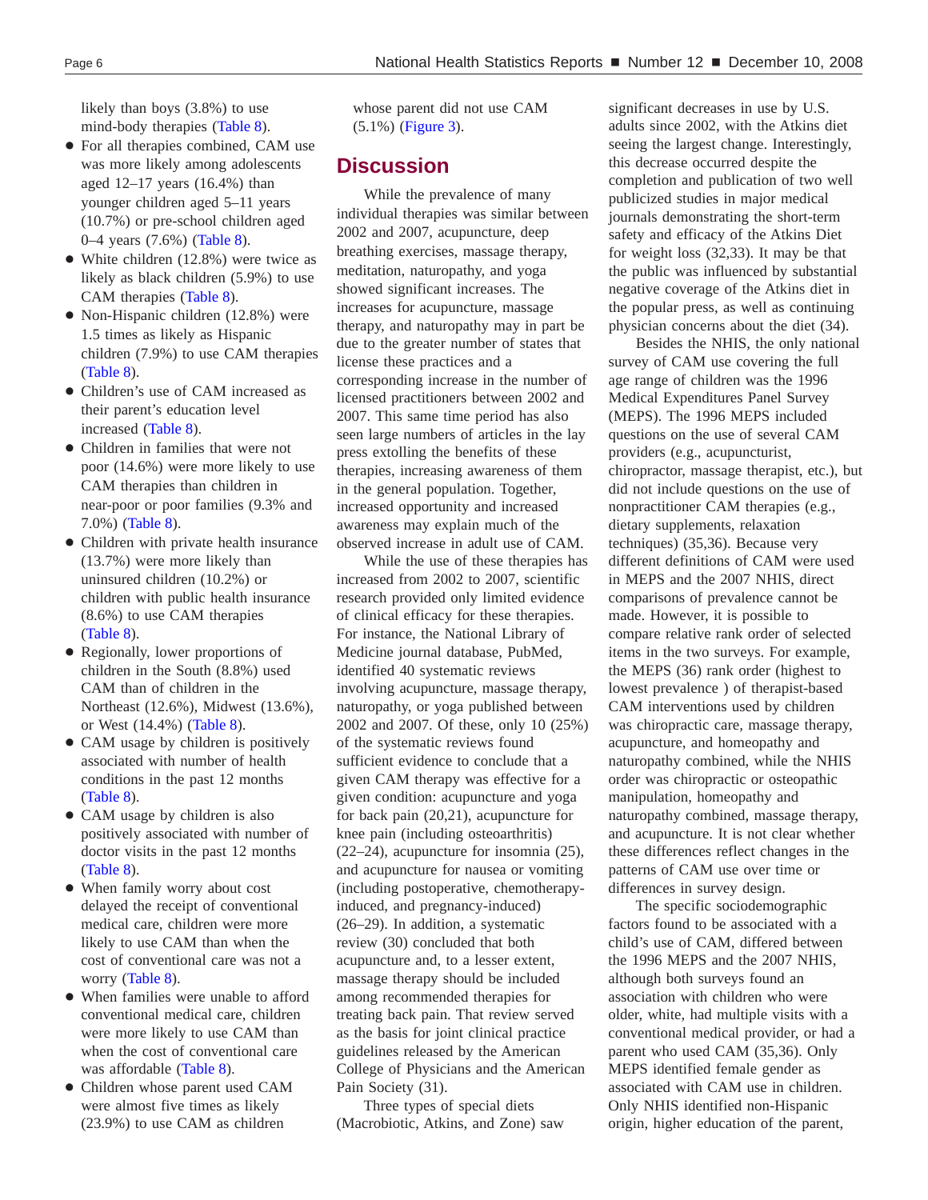likely than boys (3.8%) to use mind-body therapies (Table 8).

- For all therapies combined, CAM use was more likely among adolescents aged 12–17 years (16.4%) than younger children aged 5–11 years (10.7%) or pre-school children aged 0–4 years (7.6%) (Table 8).
- White children (12.8%) were twice as likely as black children (5.9%) to use CAM therapies (Table 8).
- Non-Hispanic children (12.8%) were 1.5 times as likely as Hispanic children (7.9%) to use CAM therapies (Table 8).
- Children's use of CAM increased as their parent's education level increased (Table 8).
- Children in families that were not poor (14.6%) were more likely to use CAM therapies than children in near-poor or poor families (9.3% and 7.0%) (Table 8).
- Children with private health insurance (13.7%) were more likely than uninsured children (10.2%) or children with public health insurance (8.6%) to use CAM therapies (Table 8).
- Regionally, lower proportions of children in the South (8.8%) used CAM than of children in the Northeast (12.6%), Midwest (13.6%), or West (14.4%) (Table 8).
- CAM usage by children is positively associated with number of health conditions in the past 12 months (Table 8).
- CAM usage by children is also positively associated with number of doctor visits in the past 12 months (Table 8).
- When family worry about cost delayed the receipt of conventional medical care, children were more likely to use CAM than when the cost of conventional care was not a worry (Table 8).
- When families were unable to afford conventional medical care, children were more likely to use CAM than when the cost of conventional care was affordable (Table 8).
- Children whose parent used CAM were almost five times as likely (23.9%) to use CAM as children whose parent did not use CAM (5.1%) (Figure 3).

## Discussion

While the prevalence of many individual therapies was similar between 2002 and 2007, acupuncture, deep breathing exercises, massage therapy, meditation, naturopathy, and yoga showed significant increases. The increases for acupuncture, massage therapy, and naturopathy may in part be due to the greater number of states that license these practices and a corresponding increase in the number of licensed practitioners between 2002 and 2007. This same time period has also seen large numbers of articles in the lay press extolling the benefits of these therapies, increasing awareness of them in the general population. Together, increased opportunity and increased awareness may explain much of the observed increase in adult use of CAM.

While the use of these therapies has increased from 2002 to 2007, scientific research provided only limited evidence of clinical efficacy for these therapies. For instance, the National Library of Medicine journal database, PubMed, identified 40 systematic reviews involving acupuncture, massage therapy, naturopathy, or yoga published between 2002 and 2007. Of these, only 10 (25%) of the systematic reviews found sufficient evidence to conclude that a given CAM therapy was effective for a given condition: acupuncture and yoga for back pain (20,21), acupuncture for knee pain (including osteoarthritis) (22–24), acupuncture for insomnia (25), and acupuncture for nausea or vomiting (including postoperative, chemotherapy-induced, and pregnancy-induced) (26–29). In addition, a systematic review (30) concluded that both acupuncture and, to a lesser extent, massage therapy should be included among recommended therapies for treating back pain. That review served as the basis for joint clinical practice guidelines released by the American College of Physicians and the American Pain Society (31).

Three types of special diets (Macrobiotic, Atkins, and Zone) saw significant decreases in use by U.S. adults since 2002, with the Atkins diet seeing the largest change. Interestingly, this decrease occurred despite the completion and publication of two well publicized studies in major medical journals demonstrating the short-term safety and efficacy of the Atkins Diet for weight loss (32,33). It may be that the public was influenced by substantial negative coverage of the Atkins diet in the popular press, as well as continuing physician concerns about the diet (34).

Besides the NHIS, the only national survey of CAM use covering the full age range of children was the 1996 Medical Expenditures Panel Survey (MEPS). The 1996 MEPS included questions on the use of several CAM providers (e.g., acupuncturist, chiropractor, massage therapist, etc.), but did not include questions on the use of nonpractitioner CAM therapies (e.g., dietary supplements, relaxation techniques) (35,36). Because very different definitions of CAM were used in MEPS and the 2007 NHIS, direct comparisons of prevalence cannot be made. However, it is possible to compare relative rank order of selected items in the two surveys. For example, the MEPS (36) rank order (highest to lowest prevalence ) of therapist-based CAM interventions used by children was chiropractic care, massage therapy, acupuncture, and homeopathy and naturopathy combined, while the NHIS order was chiropractic or osteopathic manipulation, homeopathy and naturopathy combined, massage therapy, and acupuncture. It is not clear whether these differences reflect changes in the patterns of CAM use over time or differences in survey design.

The specific sociodemographic factors found to be associated with a child's use of CAM, differed between the 1996 MEPS and the 2007 NHIS, although both surveys found an association with children who were older, white, had multiple visits with a conventional medical provider, or had a parent who used CAM (35,36). Only MEPS identified female gender as associated with CAM use in children. Only NHIS identified non-Hispanic origin, higher education of the parent,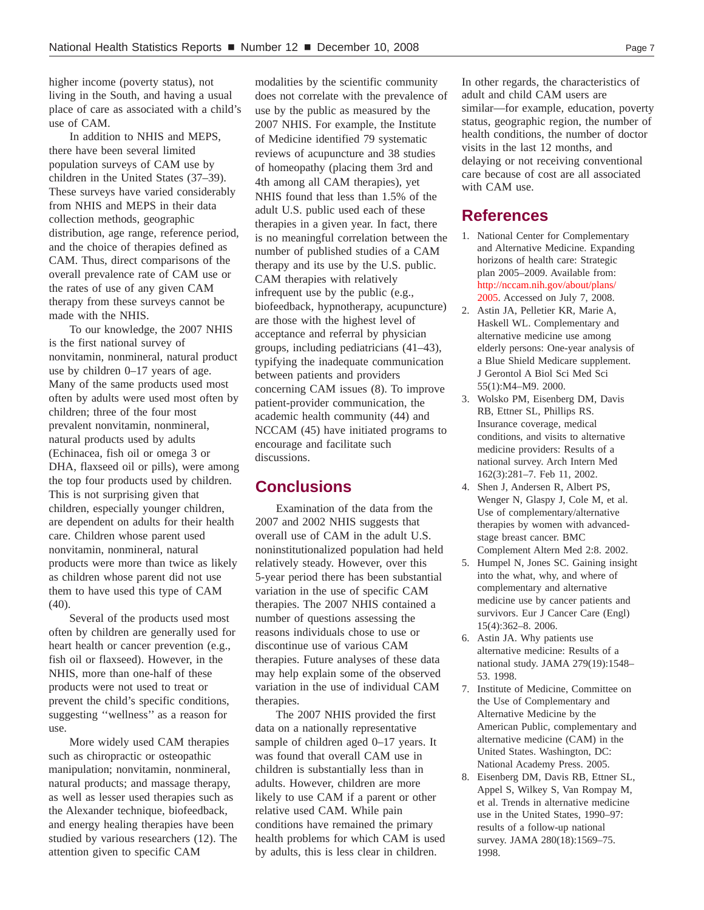higher income (poverty status), not living in the South, and having a usual place of care as associated with a child's use of CAM.

In addition to NHIS and MEPS, there have been several limited population surveys of CAM use by children in the United States (37–39). These surveys have varied considerably from NHIS and MEPS in their data collection methods, geographic distribution, age range, reference period, and the choice of therapies defined as CAM. Thus, direct comparisons of the overall prevalence rate of CAM use or the rates of use of any given CAM therapy from these surveys cannot be made with the NHIS.

To our knowledge, the 2007 NHIS is the first national survey of nonvitamin, nonmineral, natural product use by children 0–17 years of age. Many of the same products used most often by adults were used most often by children; three of the four most prevalent nonvitamin, nonmineral, natural products used by adults (Echinacea, fish oil or omega 3 or DHA, flaxseed oil or pills), were among the top four products used by children. This is not surprising given that children, especially younger children, are dependent on adults for their health care. Children whose parent used nonvitamin, nonmineral, natural products were more than twice as likely as children whose parent did not use them to have used this type of CAM (40).

Several of the products used most often by children are generally used for heart health or cancer prevention (e.g., fish oil or flaxseed). However, in the NHIS, more than one-half of these products were not used to treat or prevent the child's specific conditions, suggesting ''wellness'' as a reason for use.

More widely used CAM therapies such as chiropractic or osteopathic manipulation; nonvitamin, nonmineral, natural products; and massage therapy, as well as lesser used therapies such as the Alexander technique, biofeedback, and energy healing therapies have been studied by various researchers (12). The attention given to specific CAM modalities by the scientific community does not correlate with the prevalence of use by the public as measured by the 2007 NHIS. For example, the Institute of Medicine identified 79 systematic reviews of acupuncture and 38 studies of homeopathy (placing them 3rd and 4th among all CAM therapies), yet NHIS found that less than 1.5% of the adult U.S. public used each of these therapies in a given year. In fact, there is no meaningful correlation between the number of published studies of a CAM therapy and its use by the U.S. public. CAM therapies with relatively infrequent use by the public (e.g., biofeedback, hypnotherapy, acupuncture) are those with the highest level of acceptance and referral by physician groups, including pediatricians (41–43), typifying the inadequate communication between patients and providers concerning CAM issues (8). To improve patient-provider communication, the academic health community (44) and NCCAM (45) have initiated programs to encourage and facilitate such discussions.

## Conclusions

Examination of the data from the 2007 and 2002 NHIS suggests that overall use of CAM in the adult U.S. noninstitutionalized population had held relatively steady. However, over this 5-year period there has been substantial variation in the use of specific CAM therapies. The 2007 NHIS contained a number of questions assessing the reasons individuals chose to use or discontinue use of various CAM therapies. Future analyses of these data may help explain some of the observed variation in the use of individual CAM therapies.

The 2007 NHIS provided the first data on a nationally representative sample of children aged 0–17 years. It was found that overall CAM use in children is substantially less than in adults. However, children are more likely to use CAM if a parent or other relative used CAM. While pain conditions have remained the primary health problems for which CAM is used by adults, this is less clear in children.

In other regards, the characteristics of adult and child CAM users are similar—for example, education, poverty status, geographic region, the number of health conditions, the number of doctor visits in the last 12 months, and delaying or not receiving conventional care because of cost are all associated with CAM use.

## References

1. National Center for Complementary and Alternative Medicine. Expanding horizons of health care: Strategic plan 2005–2009. Available from: http://nccam.nih.gov/about/plans/2005. Accessed on July 7, 2008.
2. Astin JA, Pelletier KR, Marie A, Haskell WL. Complementary and alternative medicine use among elderly persons: One-year analysis of a Blue Shield Medicare supplement. J Gerontol A Biol Sci Med Sci 55(1):M4–M9. 2000.
3. Wolsko PM, Eisenberg DM, Davis RB, Ettner SL, Phillips RS. Insurance coverage, medical conditions, and visits to alternative medicine providers: Results of a national survey. Arch Intern Med 162(3):281–7. Feb 11, 2002.
4. Shen J, Andersen R, Albert PS, Wenger N, Glaspy J, Cole M, et al. Use of complementary/alternative therapies by women with advanced-stage breast cancer. BMC Complement Altern Med 2:8. 2002.
5. Humpel N, Jones SC. Gaining insight into the what, why, and where of complementary and alternative medicine use by cancer patients and survivors. Eur J Cancer Care (Engl) 15(4):362–8. 2006.
6. Astin JA. Why patients use alternative medicine: Results of a national study. JAMA 279(19):1548–53. 1998.
7. Institute of Medicine, Committee on the Use of Complementary and Alternative Medicine by the American Public, complementary and alternative medicine (CAM) in the United States. Washington, DC: National Academy Press. 2005.
8. Eisenberg DM, Davis RB, Ettner SL, Appel S, Wilkey S, Van Rompay M, et al. Trends in alternative medicine use in the United States, 1990–97: results of a follow-up national survey. JAMA 280(18):1569–75. 1998.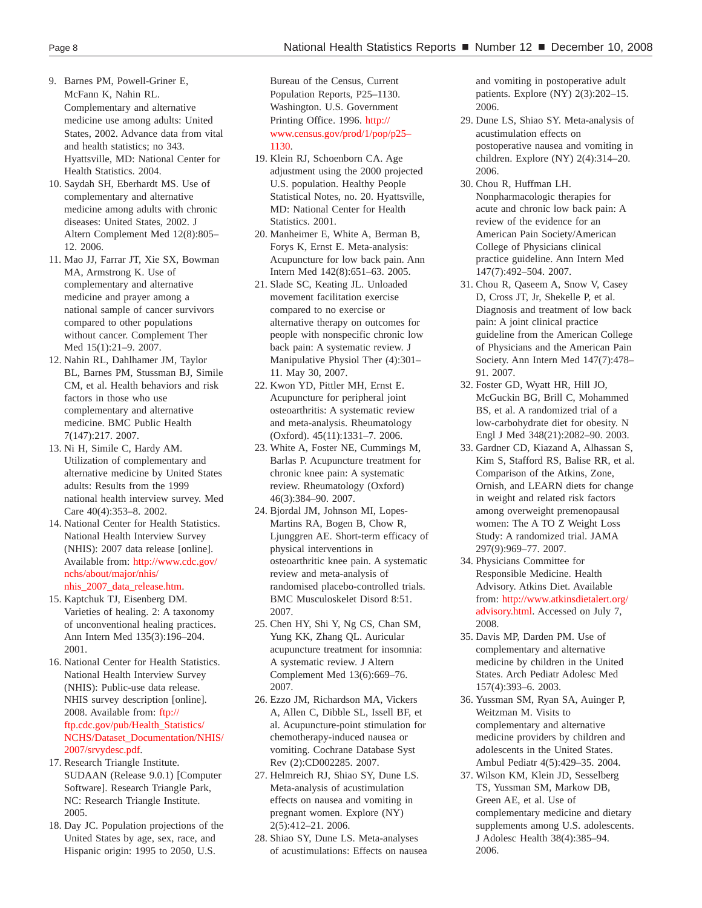9. Barnes PM, Powell-Griner E, McFann K, Nahin RL. Complementary and alternative medicine use among adults: United States, 2002. Advance data from vital and health statistics; no 343. Hyattsville, MD: National Center for Health Statistics. 2004.
10. Saydah SH, Eberhardt MS. Use of complementary and alternative medicine among adults with chronic diseases: United States, 2002. J Altern Complement Med 12(8):805–12. 2006.
11. Mao JJ, Farrar JT, Xie SX, Bowman MA, Armstrong K. Use of complementary and alternative medicine and prayer among a national sample of cancer survivors compared to other populations without cancer. Complement Ther Med 15(1):21–9. 2007.
12. Nahin RL, Dahlhamer JM, Taylor BL, Barnes PM, Stussman BJ, Simile CM, et al. Health behaviors and risk factors in those who use complementary and alternative medicine. BMC Public Health 7(147):217. 2007.
13. Ni H, Simile C, Hardy AM. Utilization of complementary and alternative medicine by United States adults: Results from the 1999 national health interview survey. Med Care 40(4):353–8. 2002.
14. National Center for Health Statistics. National Health Interview Survey (NHIS): 2007 data release [online]. Available from: http://www.cdc.gov/nchs/about/major/nhis/nhis_2007_data_release.htm.
15. Kaptchuk TJ, Eisenberg DM. Varieties of healing. 2: A taxonomy of unconventional healing practices. Ann Intern Med 135(3):196–204. 2001.
16. National Center for Health Statistics. National Health Interview Survey (NHIS): Public-use data release. NHIS survey description [online]. 2008. Available from: ftp://ftp.cdc.gov/pub/Health_Statistics/NCHS/Dataset_Documentation/NHIS/2007/srvydesc.pdf.
17. Research Triangle Institute. SUDAAN (Release 9.0.1) [Computer Software]. Research Triangle Park, NC: Research Triangle Institute. 2005.
18. Day JC. Population projections of the United States by age, sex, race, and Hispanic origin: 1995 to 2050, U.S. Bureau of the Census, Current Population Reports, P25–1130. Washington. U.S. Government Printing Office. 1996. http://www.census.gov/prod/1/pop/p25–1130.
19. Klein RJ, Schoenborn CA. Age adjustment using the 2000 projected U.S. population. Healthy People Statistical Notes, no. 20. Hyattsville, MD: National Center for Health Statistics. 2001.
20. Manheimer E, White A, Berman B, Forys K, Ernst E. Meta-analysis: Acupuncture for low back pain. Ann Intern Med 142(8):651–63. 2005.
21. Slade SC, Keating JL. Unloaded movement facilitation exercise compared to no exercise or alternative therapy on outcomes for people with nonspecific chronic low back pain: A systematic review. J Manipulative Physiol Ther (4):301–11. May 30, 2007.
22. Kwon YD, Pittler MH, Ernst E. Acupuncture for peripheral joint osteoarthritis: A systematic review and meta-analysis. Rheumatology (Oxford). 45(11):1331–7. 2006.
23. White A, Foster NE, Cummings M, Barlas P. Acupuncture treatment for chronic knee pain: A systematic review. Rheumatology (Oxford) 46(3):384–90. 2007.
24. Bjordal JM, Johnson MI, Lopes-Martins RA, Bogen B, Chow R, Ljunggren AE. Short-term efficacy of physical interventions in osteoarthritic knee pain. A systematic review and meta-analysis of randomised placebo-controlled trials. BMC Musculoskelet Disord 8:51. 2007.
25. Chen HY, Shi Y, Ng CS, Chan SM, Yung KK, Zhang QL. Auricular acupuncture treatment for insomnia: A systematic review. J Altern Complement Med 13(6):669–76. 2007.
26. Ezzo JM, Richardson MA, Vickers A, Allen C, Dibble SL, Issell BF, et al. Acupuncture-point stimulation for chemotherapy-induced nausea or vomiting. Cochrane Database Syst Rev (2):CD002285. 2007.
27. Helmreich RJ, Shiao SY, Dune LS. Meta-analysis of acustimulation effects on nausea and vomiting in pregnant women. Explore (NY) 2(5):412–21. 2006.
28. Shiao SY, Dune LS. Meta-analyses of acustimulations: Effects on nausea and vomiting in postoperative adult patients. Explore (NY) 2(3):202–15. 2006.
29. Dune LS, Shiao SY. Meta-analysis of acustimulation effects on postoperative nausea and vomiting in children. Explore (NY) 2(4):314–20. 2006.
30. Chou R, Huffman LH. Nonpharmacologic therapies for acute and chronic low back pain: A review of the evidence for an American Pain Society/American College of Physicians clinical practice guideline. Ann Intern Med 147(7):492–504. 2007.
31. Chou R, Qaseem A, Snow V, Casey D, Cross JT, Jr, Shekelle P, et al. Diagnosis and treatment of low back pain: A joint clinical practice guideline from the American College of Physicians and the American Pain Society. Ann Intern Med 147(7):478–91. 2007.
32. Foster GD, Wyatt HR, Hill JO, McGuckin BG, Brill C, Mohammed BS, et al. A randomized trial of a low-carbohydrate diet for obesity. N Engl J Med 348(21):2082–90. 2003.
33. Gardner CD, Kiazand A, Alhassan S, Kim S, Stafford RS, Balise RR, et al. Comparison of the Atkins, Zone, Ornish, and LEARN diets for change in weight and related risk factors among overweight premenopausal women: The A TO Z Weight Loss Study: A randomized trial. JAMA 297(9):969–77. 2007.
34. Physicians Committee for Responsible Medicine. Health Advisory. Atkins Diet. Available from: http://www.atkinsdietalert.org/advisory.html. Accessed on July 7, 2008.
35. Davis MP, Darden PM. Use of complementary and alternative medicine by children in the United States. Arch Pediatr Adolesc Med 157(4):393–6. 2003.
36. Yussman SM, Ryan SA, Auinger P, Weitzman M. Visits to complementary and alternative medicine providers by children and adolescents in the United States. Ambul Pediatr 4(5):429–35. 2004.
37. Wilson KM, Klein JD, Sesselberg TS, Yussman SM, Markow DB, Green AE, et al. Use of complementary medicine and dietary supplements among U.S. adolescents. J Adolesc Health 38(4):385–94. 2006.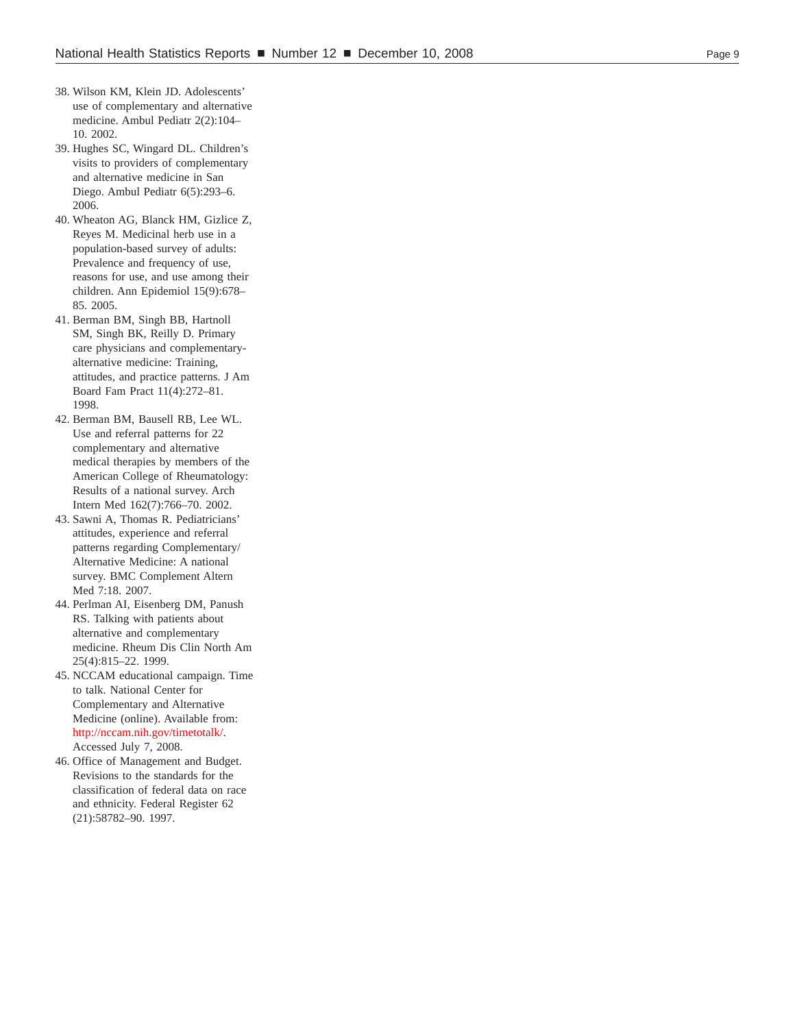38. Wilson KM, Klein JD. Adolescents' use of complementary and alternative medicine. Ambul Pediatr 2(2):104–10. 2002.
39. Hughes SC, Wingard DL. Children's visits to providers of complementary and alternative medicine in San Diego. Ambul Pediatr 6(5):293–6. 2006.
40. Wheaton AG, Blanck HM, Gizlice Z, Reyes M. Medicinal herb use in a population-based survey of adults: Prevalence and frequency of use, reasons for use, and use among their children. Ann Epidemiol 15(9):678–85. 2005.
41. Berman BM, Singh BB, Hartnoll SM, Singh BK, Reilly D. Primary care physicians and complementary-alternative medicine: Training, attitudes, and practice patterns. J Am Board Fam Pract 11(4):272–81. 1998.
42. Berman BM, Bausell RB, Lee WL. Use and referral patterns for 22 complementary and alternative medical therapies by members of the American College of Rheumatology: Results of a national survey. Arch Intern Med 162(7):766–70. 2002.
43. Sawni A, Thomas R. Pediatricians' attitudes, experience and referral patterns regarding Complementary/Alternative Medicine: A national survey. BMC Complement Altern Med 7:18. 2007.
44. Perlman AI, Eisenberg DM, Panush RS. Talking with patients about alternative and complementary medicine. Rheum Dis Clin North Am 25(4):815–22. 1999.
45. NCCAM educational campaign. Time to talk. National Center for Complementary and Alternative Medicine (online). Available from: http://nccam.nih.gov/timetotalk/. Accessed July 7, 2008.
46. Office of Management and Budget. Revisions to the standards for the classification of federal data on race and ethnicity. Federal Register 62 (21):58782–90. 1997.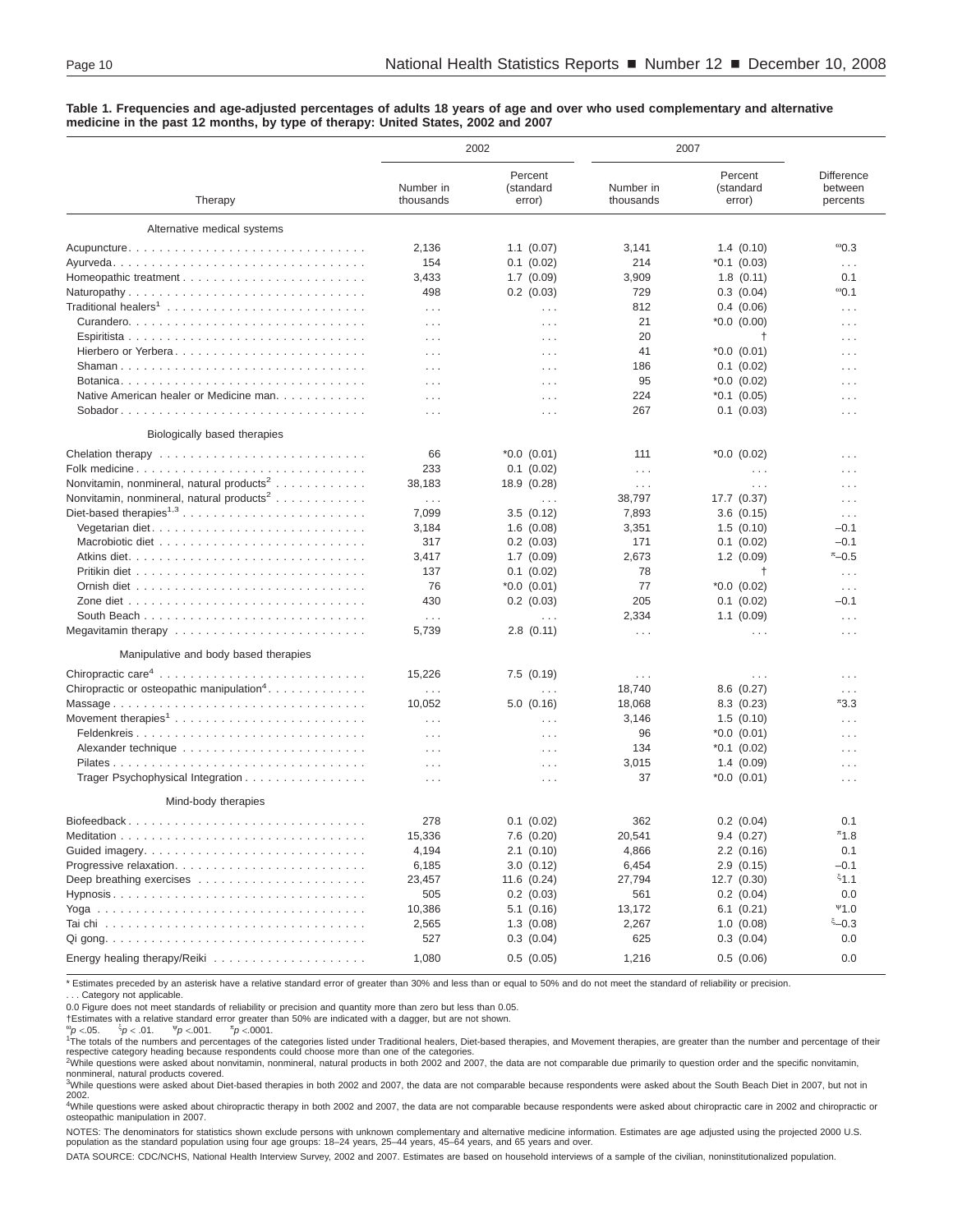**Table 1. Frequencies and age-adjusted percentages of adults 18 years of age and over who used complementary and alternative medicine in the past 12 months, by type of therapy: United States, 2002 and 2007**

| Therapy | 2002 Number in thousands | 2002 Percent (standard error) | 2007 Number in thousands | 2007 Percent (standard error) | Difference between percents |
|---|---|---|---|---|---|
| **Alternative medical systems** | | | | | |
| Acupuncture | 2,136 | 1.1 (0.07) | 3,141 | 1.4 (0.10) | ∞0.3 |
| Ayurveda | 154 | 0.1 (0.02) | 214 | *0.1 (0.03) | . . . |
| Homeopathic treatment | 3,433 | 1.7 (0.09) | 3,909 | 1.8 (0.11) | 0.1 |
| Naturopathy | 498 | 0.2 (0.03) | 729 | 0.3 (0.04) | ∞0.1 |
| Traditional healers[1] | . . . | . . . | 812 | 0.4 (0.06) | . . . |
| Curandero | . . . | . . . | 21 | *0.0 (0.00) | . . . |
| Espiritista | . . . | . . . | 20 | † | . . . |
| Hierbero or Yerbera | . . . | . . . | 41 | *0.0 (0.01) | . . . |
| Shaman | . . . | . . . | 186 | 0.1 (0.02) | . . . |
| Botanica | . . . | . . . | 95 | *0.0 (0.02) | . . . |
| Native American healer or Medicine man | . . . | . . . | 224 | *0.1 (0.05) | . . . |
| Sobador | . . . | . . . | 267 | 0.1 (0.03) | . . . |
| **Biologically based therapies** | | | | | |
| Chelation therapy | 66 | *0.0 (0.01) | 111 | *0.0 (0.02) | . . . |
| Folk medicine | 233 | 0.1 (0.02) | . . . | . . . | . . . |
| Nonvitamin, nonmineral, natural products[2] | 38,183 | 18.9 (0.28) | . . . | . . . | . . . |
| Nonvitamin, nonmineral, natural products[2] | . . . | . . . | 38,797 | 17.7 (0.37) | . . . |
| Diet-based therapies[1,3] | 7,099 | 3.5 (0.12) | 7,893 | 3.6 (0.15) | . . . |
| Vegetarian diet | 3,184 | 1.6 (0.08) | 3,351 | 1.5 (0.10) | –0.1 |
| Macrobiotic diet | 317 | 0.2 (0.03) | 171 | 0.1 (0.02) | –0.1 |
| Atkins diet | 3,417 | 1.7 (0.09) | 2,673 | 1.2 (0.09) | π–0.5 |
| Pritikin diet | 137 | 0.1 (0.02) | 78 | † | . . . |
| Ornish diet | 76 | *0.0 (0.01) | 77 | *0.0 (0.02) | . . . |
| Zone diet | 430 | 0.2 (0.03) | 205 | 0.1 (0.02) | –0.1 |
| South Beach | . . . | . . . | 2,334 | 1.1 (0.09) | . . . |
| Megavitamin therapy | 5,739 | 2.8 (0.11) | . . . | . . . | . . . |
| **Manipulative and body based therapies** | | | | | |
| Chiropractic care[4] | 15,226 | 7.5 (0.19) | . . . | . . . | . . . |
| Chiropractic or osteopathic manipulation[4] | . . . | . . . | 18,740 | 8.6 (0.27) | . . . |
| Massage | 10,052 | 5.0 (0.16) | 18,068 | 8.3 (0.23) | π3.3 |
| Movement therapies[1] | . . . | . . . | 3,146 | 1.5 (0.10) | . . . |
| Feldenkreis | . . . | . . . | 96 | *0.0 (0.01) | . . . |
| Alexander technique | . . . | . . . | 134 | *0.1 (0.02) | . . . |
| Pilates | . . . | . . . | 3,015 | 1.4 (0.09) | . . . |
| Trager Psychophysical Integration | . . . | . . . | 37 | *0.0 (0.01) | . . . |
| **Mind-body therapies** | | | | | |
| Biofeedback | 278 | 0.1 (0.02) | 362 | 0.2 (0.04) | 0.1 |
| Meditation | 15,336 | 7.6 (0.20) | 20,541 | 9.4 (0.27) | π1.8 |
| Guided imagery | 4,194 | 2.1 (0.10) | 4,866 | 2.2 (0.16) | 0.1 |
| Progressive relaxation | 6,185 | 3.0 (0.12) | 6,454 | 2.9 (0.15) | –0.1 |
| Deep breathing exercises | 23,457 | 11.6 (0.24) | 27,794 | 12.7 (0.30) | ξ1.1 |
| Hypnosis | 505 | 0.2 (0.03) | 561 | 0.2 (0.04) | 0.0 |
| Yoga | 10,386 | 5.1 (0.16) | 13,172 | 6.1 (0.21) | Ψ1.0 |
| Tai chi | 2,565 | 1.3 (0.08) | 2,267 | 1.0 (0.08) | ξ–0.3 |
| Qi gong | 527 | 0.3 (0.04) | 625 | 0.3 (0.04) | 0.0 |
| Energy healing therapy/Reiki | 1,080 | 0.5 (0.05) | 1,216 | 0.5 (0.06) | 0.0 |

\* Estimates preceded by an asterisk have a relative standard error of greater than 30% and less than or equal to 50% and do not meet the standard of reliability or precision.

. . . Category not applicable.

0.0 Figure does not meet standards of reliability or precision and quantity more than zero but less than 0.05.

†Estimates with a relative standard error greater than 50% are indicated with a dagger, but are not shown.

∞$p < .05$. ξ$p < .01$. Ψ$p < .001$. π$p < .0001$.

[1]The totals of the numbers and percentages of the categories listed under Traditional healers, Diet-based therapies, and Movement therapies, are greater than the number and percentage of their respective category heading because respondents could choose more than one of the categories.

[2]While questions were asked about nonvitamin, nonmineral, natural products in both 2002 and 2007, the data are not comparable due primarily to question order and the specific nonvitamin, nonmineral, natural products covered.

[3]While questions were asked about Diet-based therapies in both 2002 and 2007, the data are not comparable because respondents were asked about the South Beach Diet in 2007, but not in 2002.

[4]While questions were asked about chiropractic therapy in both 2002 and 2007, the data are not comparable because respondents were asked about chiropractic care in 2002 and chiropractic or osteopathic manipulation in 2007.

NOTES: The denominators for statistics shown exclude persons with unknown complementary and alternative medicine information. Estimates are age adjusted using the projected 2000 U.S. population as the standard population using four age groups: 18–24 years, 25–44 years, 45–64 years, and 65 years and over.

DATA SOURCE: CDC/NCHS, National Health Interview Survey, 2002 and 2007. Estimates are based on household interviews of a sample of the civilian, noninstitutionalized population.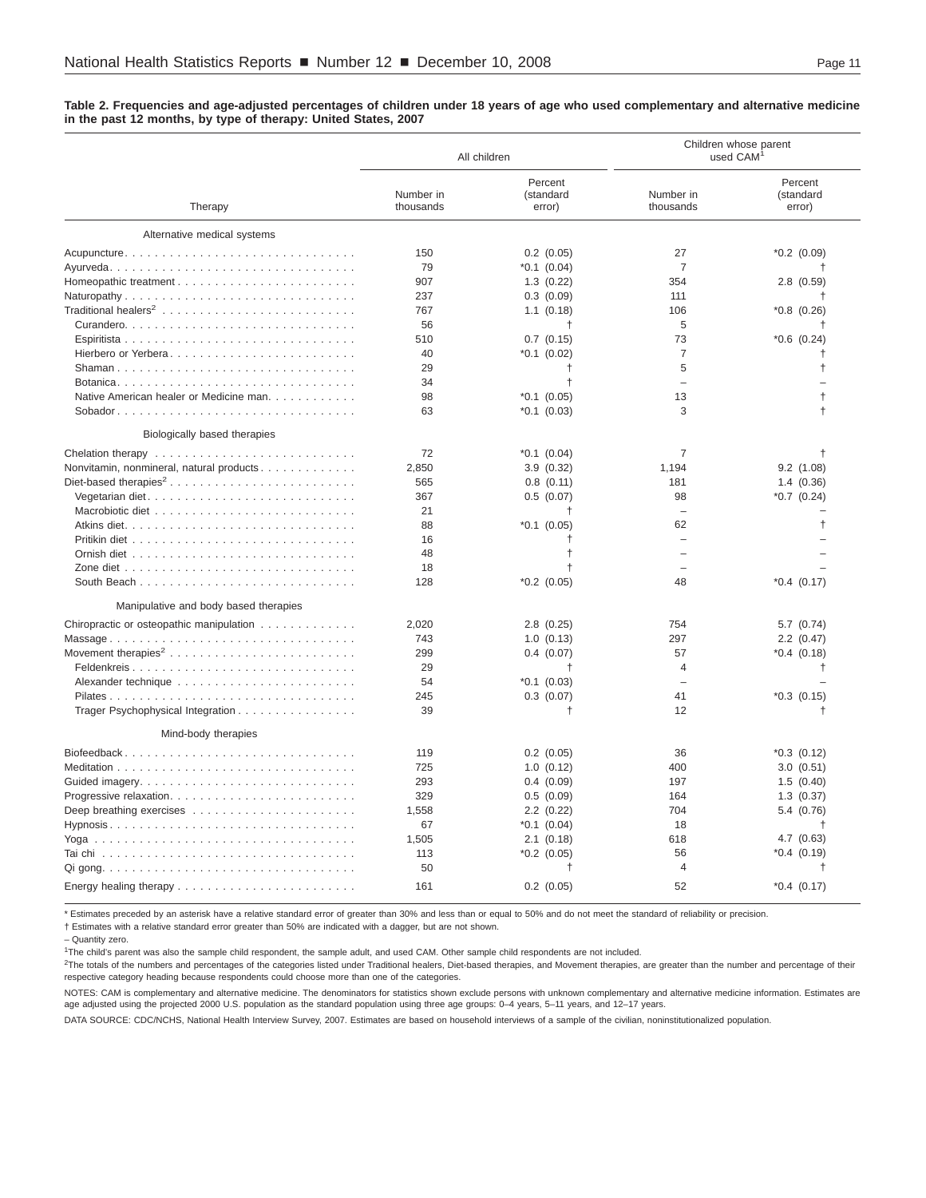**Table 2. Frequencies and age-adjusted percentages of children under 18 years of age who used complementary and alternative medicine in the past 12 months, by type of therapy: United States, 2007**

| Therapy | All children | | Children whose parent used CAM[1] | |
|---|---|---|---|---|
| | Number in thousands | Percent (standard error) | Number in thousands | Percent (standard error) |
| **Alternative medical systems** | | | | |
| Acupuncture | 150 | 0.2 (0.05) | 27 | *0.2 (0.09) |
| Ayurveda | 79 | *0.1 (0.04) | 7 | † |
| Homeopathic treatment | 907 | 1.3 (0.22) | 354 | 2.8 (0.59) |
| Naturopathy | 237 | 0.3 (0.09) | 111 | † |
| Traditional healers[2] | 767 | 1.1 (0.18) | 106 | *0.8 (0.26) |
| Curandero | 56 | † | 5 | † |
| Espiritista | 510 | 0.7 (0.15) | 73 | *0.6 (0.24) |
| Hierbero or Yerbera | 40 | *0.1 (0.02) | 7 | † |
| Shaman | 29 | † | 5 | † |
| Botanica | 34 | † | – | – |
| Native American healer or Medicine man | 98 | *0.1 (0.05) | 13 | † |
| Sobador | 63 | *0.1 (0.03) | 3 | † |
| **Biologically based therapies** | | | | |
| Chelation therapy | 72 | *0.1 (0.04) | 7 | † |
| Nonvitamin, nonmineral, natural products | 2,850 | 3.9 (0.32) | 1,194 | 9.2 (1.08) |
| Diet-based therapies[2] | 565 | 0.8 (0.11) | 181 | 1.4 (0.36) |
| Vegetarian diet | 367 | 0.5 (0.07) | 98 | *0.7 (0.24) |
| Macrobiotic diet | 21 | † | – | – |
| Atkins diet | 88 | *0.1 (0.05) | 62 | † |
| Pritikin diet | 16 | † | – | – |
| Ornish diet | 48 | † | – | – |
| Zone diet | 18 | † | – | – |
| South Beach | 128 | *0.2 (0.05) | 48 | *0.4 (0.17) |
| **Manipulative and body based therapies** | | | | |
| Chiropractic or osteopathic manipulation | 2,020 | 2.8 (0.25) | 754 | 5.7 (0.74) |
| Massage | 743 | 1.0 (0.13) | 297 | 2.2 (0.47) |
| Movement therapies[2] | 299 | 0.4 (0.07) | 57 | *0.4 (0.18) |
| Feldenkreis | 29 | † | 4 | † |
| Alexander technique | 54 | *0.1 (0.03) | – | – |
| Pilates | 245 | 0.3 (0.07) | 41 | *0.3 (0.15) |
| Trager Psychophysical Integration | 39 | † | 12 | † |
| **Mind-body therapies** | | | | |
| Biofeedback | 119 | 0.2 (0.05) | 36 | *0.3 (0.12) |
| Meditation | 725 | 1.0 (0.12) | 400 | 3.0 (0.51) |
| Guided imagery | 293 | 0.4 (0.09) | 197 | 1.5 (0.40) |
| Progressive relaxation | 329 | 0.5 (0.09) | 164 | 1.3 (0.37) |
| Deep breathing exercises | 1,558 | 2.2 (0.22) | 704 | 5.4 (0.76) |
| Hypnosis | 67 | *0.1 (0.04) | 18 | † |
| Yoga | 1,505 | 2.1 (0.18) | 618 | 4.7 (0.63) |
| Tai chi | 113 | *0.2 (0.05) | 56 | *0.4 (0.19) |
| Qi gong | 50 | † | 4 | † |
| Energy healing therapy | 161 | 0.2 (0.05) | 52 | *0.4 (0.17) |

* Estimates preceded by an asterisk have a relative standard error of greater than 30% and less than or equal to 50% and do not meet the standard of reliability or precision.

† Estimates with a relative standard error greater than 50% are indicated with a dagger, but are not shown.

– Quantity zero.

[1]The child's parent was also the sample child respondent, the sample adult, and used CAM. Other sample child respondents are not included.

[2]The totals of the numbers and percentages of the categories listed under Traditional healers, Diet-based therapies, and Movement therapies, are greater than the number and percentage of their respective category heading because respondents could choose more than one of the categories.

NOTES: CAM is complementary and alternative medicine. The denominators for statistics shown exclude persons with unknown complementary and alternative medicine information. Estimates are age adjusted using the projected 2000 U.S. population as the standard population using three age groups: 0–4 years, 5–11 years, and 12–17 years.

DATA SOURCE: CDC/NCHS, National Health Interview Survey, 2007. Estimates are based on household interviews of a sample of the civilian, noninstitutionalized population.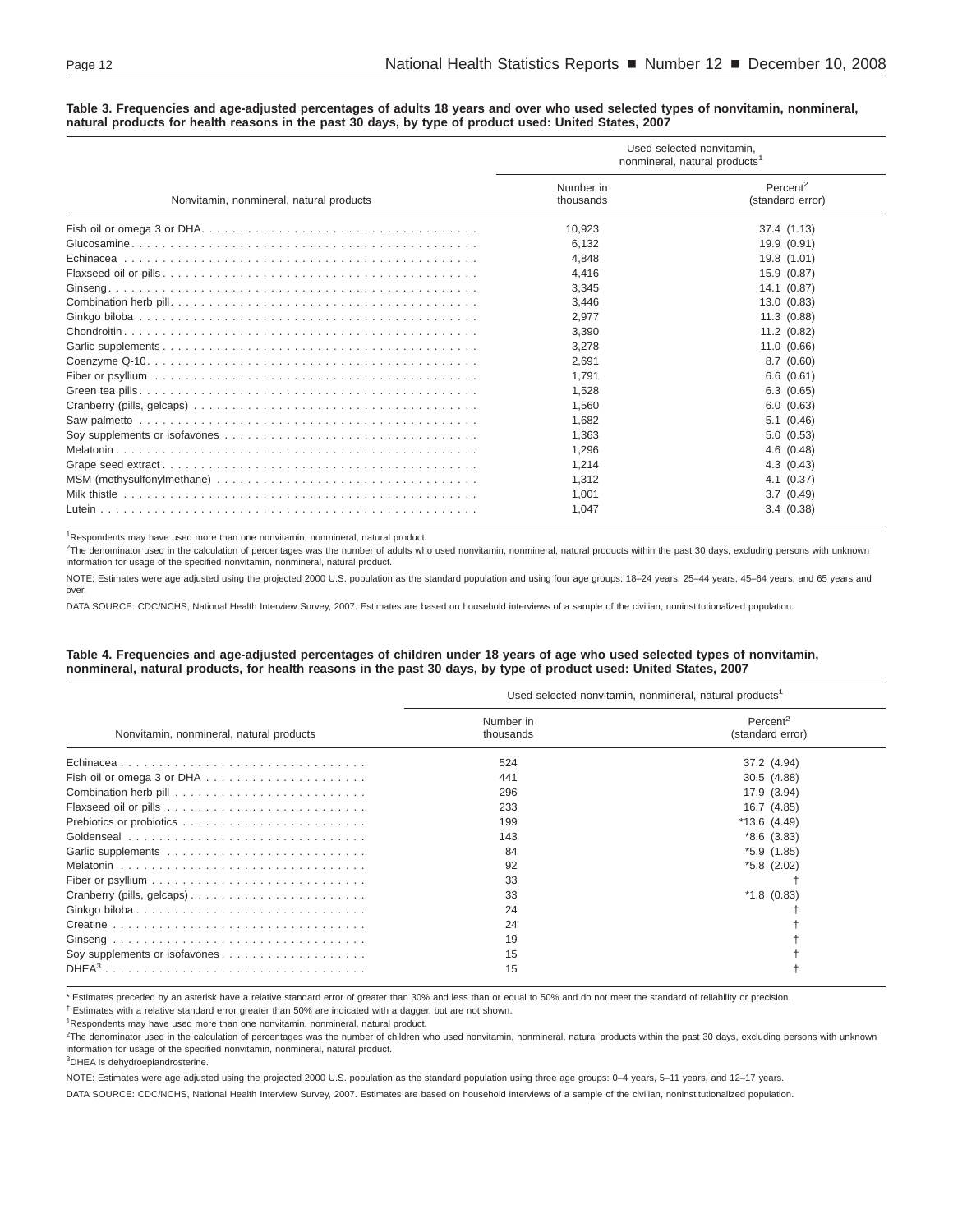**Table 3. Frequencies and age-adjusted percentages of adults 18 years and over who used selected types of nonvitamin, nonmineral, natural products for health reasons in the past 30 days, by type of product used: United States, 2007**

| Nonvitamin, nonmineral, natural products | Used selected nonvitamin, nonmineral, natural products[1] | |
|---|---|---|
| | Number in thousands | Percent[2] (standard error) |
| Fish oil or omega 3 or DHA | 10,923 | 37.4 (1.13) |
| Glucosamine | 6,132 | 19.9 (0.91) |
| Echinacea | 4,848 | 19.8 (1.01) |
| Flaxseed oil or pills | 4,416 | 15.9 (0.87) |
| Ginseng | 3,345 | 14.1 (0.87) |
| Combination herb pill | 3,446 | 13.0 (0.83) |
| Ginkgo biloba | 2,977 | 11.3 (0.88) |
| Chondroitin | 3,390 | 11.2 (0.82) |
| Garlic supplements | 3,278 | 11.0 (0.66) |
| Coenzyme Q-10 | 2,691 | 8.7 (0.60) |
| Fiber or psyllium | 1,791 | 6.6 (0.61) |
| Green tea pills | 1,528 | 6.3 (0.65) |
| Cranberry (pills, gelcaps) | 1,560 | 6.0 (0.63) |
| Saw palmetto | 1,682 | 5.1 (0.46) |
| Soy supplements or isofavones | 1,363 | 5.0 (0.53) |
| Melatonin | 1,296 | 4.6 (0.48) |
| Grape seed extract | 1,214 | 4.3 (0.43) |
| MSM (methysulfonylmethane) | 1,312 | 4.1 (0.37) |
| Milk thistle | 1,001 | 3.7 (0.49) |
| Lutein | 1,047 | 3.4 (0.38) |

[1]Respondents may have used more than one nonvitamin, nonmineral, natural product.

[2]The denominator used in the calculation of percentages was the number of adults who used nonvitamin, nonmineral, natural products within the past 30 days, excluding persons with unknown information for usage of the specified nonvitamin, nonmineral, natural product.

NOTE: Estimates were age adjusted using the projected 2000 U.S. population as the standard population and using four age groups: 18–24 years, 25–44 years, 45–64 years, and 65 years and over.

DATA SOURCE: CDC/NCHS, National Health Interview Survey, 2007. Estimates are based on household interviews of a sample of the civilian, noninstitutionalized population.

**Table 4. Frequencies and age-adjusted percentages of children under 18 years of age who used selected types of nonvitamin, nonmineral, natural products, for health reasons in the past 30 days, by type of product used: United States, 2007**

| Nonvitamin, nonmineral, natural products | Used selected nonvitamin, nonmineral, natural products[1] | |
|---|---|---|
| | Number in thousands | Percent[2] (standard error) |
| Echinacea | 524 | 37.2 (4.94) |
| Fish oil or omega 3 or DHA | 441 | 30.5 (4.88) |
| Combination herb pill | 296 | 17.9 (3.94) |
| Flaxseed oil or pills | 233 | 16.7 (4.85) |
| Prebiotics or probiotics | 199 | *13.6 (4.49) |
| Goldenseal | 143 | *8.6 (3.83) |
| Garlic supplements | 84 | *5.9 (1.85) |
| Melatonin | 92 | *5.8 (2.02) |
| Fiber or psyllium | 33 | † |
| Cranberry (pills, gelcaps) | 33 | *1.8 (0.83) |
| Ginkgo biloba | 24 | † |
| Creatine | 24 | † |
| Ginseng | 19 | † |
| Soy supplements or isofavones | 15 | † |
| DHEA[3] | 15 | † |

\* Estimates preceded by an asterisk have a relative standard error of greater than 30% and less than or equal to 50% and do not meet the standard of reliability or precision.

† Estimates with a relative standard error greater than 50% are indicated with a dagger, but are not shown.

[1]Respondents may have used more than one nonvitamin, nonmineral, natural product.

[2]The denominator used in the calculation of percentages was the number of children who used nonvitamin, nonmineral, natural products within the past 30 days, excluding persons with unknown information for usage of the specified nonvitamin, nonmineral, natural product.

[3]DHEA is dehydroepiandrosterine.

NOTE: Estimates were age adjusted using the projected 2000 U.S. population as the standard population using three age groups: 0–4 years, 5–11 years, and 12–17 years.

DATA SOURCE: CDC/NCHS, National Health Interview Survey, 2007. Estimates are based on household interviews of a sample of the civilian, noninstitutionalized population.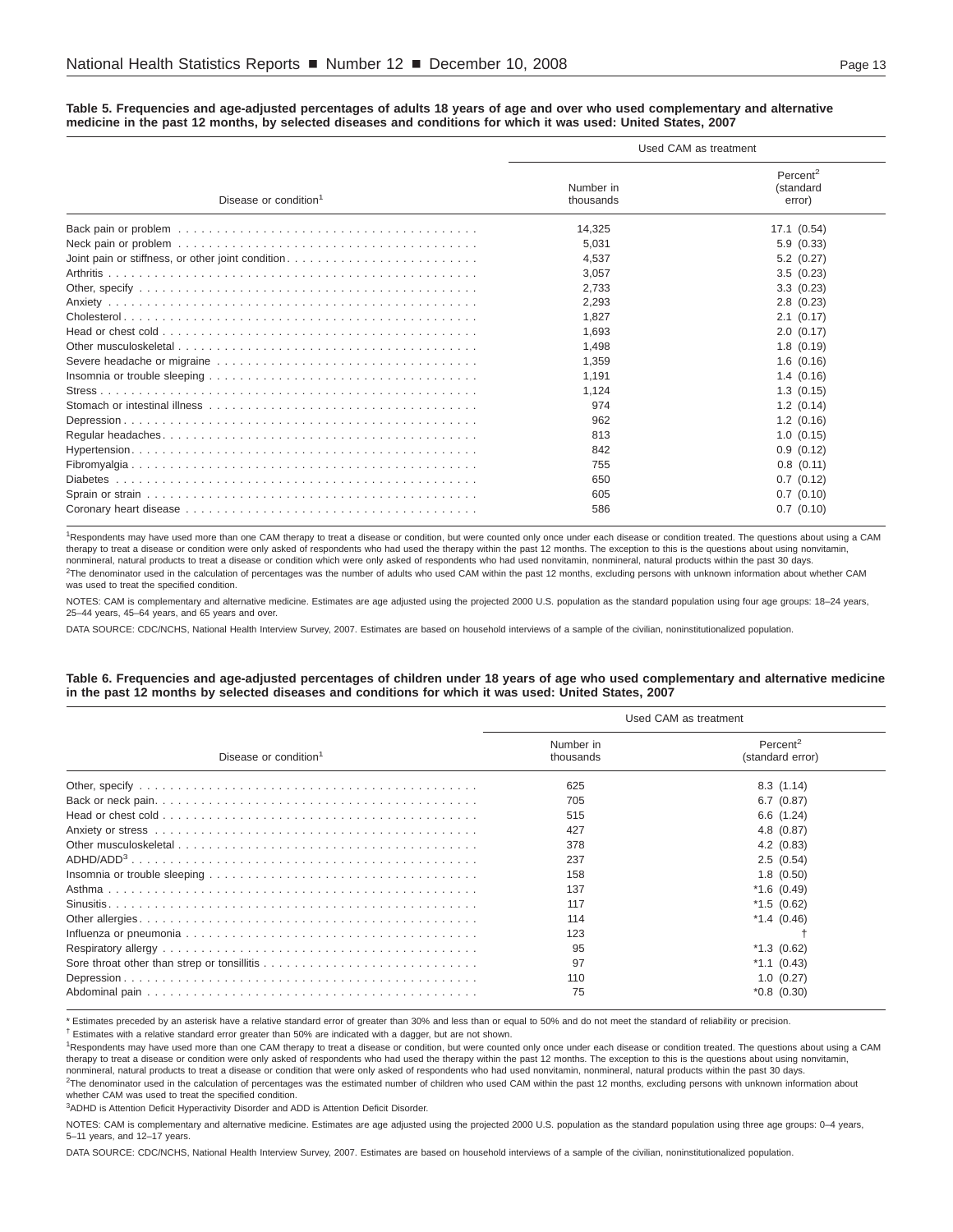**Table 5. Frequencies and age-adjusted percentages of adults 18 years of age and over who used complementary and alternative medicine in the past 12 months, by selected diseases and conditions for which it was used: United States, 2007**

| Disease or condition[1] | Used CAM as treatment | |
|---|---|---|
| | Number in thousands | Percent[2] (standard error) |
| Back pain or problem | 14,325 | 17.1 (0.54) |
| Neck pain or problem | 5,031 | 5.9 (0.33) |
| Joint pain or stiffness, or other joint condition | 4,537 | 5.2 (0.27) |
| Arthritis | 3,057 | 3.5 (0.23) |
| Other, specify | 2,733 | 3.3 (0.23) |
| Anxiety | 2,293 | 2.8 (0.23) |
| Cholesterol | 1,827 | 2.1 (0.17) |
| Head or chest cold | 1,693 | 2.0 (0.17) |
| Other musculoskeletal | 1,498 | 1.8 (0.19) |
| Severe headache or migraine | 1,359 | 1.6 (0.16) |
| Insomnia or trouble sleeping | 1,191 | 1.4 (0.16) |
| Stress | 1,124 | 1.3 (0.15) |
| Stomach or intestinal illness | 974 | 1.2 (0.14) |
| Depression | 962 | 1.2 (0.16) |
| Regular headaches | 813 | 1.0 (0.15) |
| Hypertension | 842 | 0.9 (0.12) |
| Fibromyalgia | 755 | 0.8 (0.11) |
| Diabetes | 650 | 0.7 (0.12) |
| Sprain or strain | 605 | 0.7 (0.10) |
| Coronary heart disease | 586 | 0.7 (0.10) |

[1]Respondents may have used more than one CAM therapy to treat a disease or condition, but were counted only once under each disease or condition treated. The questions about using a CAM therapy to treat a disease or condition were only asked of respondents who had used the therapy within the past 12 months. The exception to this is the questions about using nonvitamin, nonmineral, natural products to treat a disease or condition which were only asked of respondents who had used nonvitamin, nonmineral, natural products within the past 30 days.

[2]The denominator used in the calculation of percentages was the number of adults who used CAM within the past 12 months, excluding persons with unknown information about whether CAM was used to treat the specified condition.

NOTES: CAM is complementary and alternative medicine. Estimates are age adjusted using the projected 2000 U.S. population as the standard population using four age groups: 18–24 years, 25–44 years, 45–64 years, and 65 years and over.

DATA SOURCE: CDC/NCHS, National Health Interview Survey, 2007. Estimates are based on household interviews of a sample of the civilian, noninstitutionalized population.

**Table 6. Frequencies and age-adjusted percentages of children under 18 years of age who used complementary and alternative medicine in the past 12 months by selected diseases and conditions for which it was used: United States, 2007**

| Disease or condition[1] | Used CAM as treatment | |
|---|---|---|
| | Number in thousands | Percent[2] (standard error) |
| Other, specify | 625 | 8.3 (1.14) |
| Back or neck pain | 705 | 6.7 (0.87) |
| Head or chest cold | 515 | 6.6 (1.24) |
| Anxiety or stress | 427 | 4.8 (0.87) |
| Other musculoskeletal | 378 | 4.2 (0.83) |
| ADHD/ADD[3] | 237 | 2.5 (0.54) |
| Insomnia or trouble sleeping | 158 | 1.8 (0.50) |
| Asthma | 137 | *1.6 (0.49) |
| Sinusitis | 117 | *1.5 (0.62) |
| Other allergies | 114 | *1.4 (0.46) |
| Influenza or pneumonia | 123 | † |
| Respiratory allergy | 95 | *1.3 (0.62) |
| Sore throat other than strep or tonsillitis | 97 | *1.1 (0.43) |
| Depression | 110 | 1.0 (0.27) |
| Abdominal pain | 75 | *0.8 (0.30) |

* Estimates preceded by an asterisk have a relative standard error of greater than 30% and less than or equal to 50% and do not meet the standard of reliability or precision.

† Estimates with a relative standard error greater than 50% are indicated with a dagger, but are not shown.

[1]Respondents may have used more than one CAM therapy to treat a disease or condition, but were counted only once under each disease or condition treated. The questions about using a CAM therapy to treat a disease or condition were only asked of respondents who had used the therapy within the past 12 months. The exception to this is the questions about using nonvitamin, nonmineral, natural products to treat a disease or condition that were only asked of respondents who had used nonvitamin, nonmineral, natural products within the past 30 days.

[2]The denominator used in the calculation of percentages was the estimated number of children who used CAM within the past 12 months, excluding persons with unknown information about whether CAM was used to treat the specified condition.

[3]ADHD is Attention Deficit Hyperactivity Disorder and ADD is Attention Deficit Disorder.

NOTES: CAM is complementary and alternative medicine. Estimates are age adjusted using the projected 2000 U.S. population as the standard population using three age groups: 0–4 years, 5–11 years, and 12–17 years.

DATA SOURCE: CDC/NCHS, National Health Interview Survey, 2007. Estimates are based on household interviews of a sample of the civilian, noninstitutionalized population.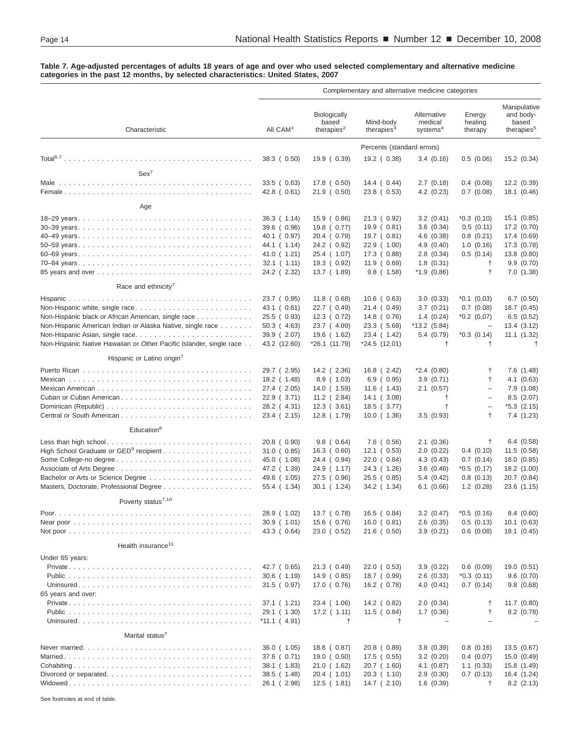**Table 7. Age-adjusted percentages of adults 18 years of age and over who used selected complementary and alternative medicine categories in the past 12 months, by selected characteristics: United States, 2007**

| Characteristic | All CAM[1] | Biologically based therapies[2] | Mind-body therapies[3] | Alternative medical systems[4] | Energy healing therapy | Manipulative and body-based therapies[5] |
|---|---|---|---|---|---|---|
| | Percents (standard errors) | | | | | |
| Total[6,7] | 38.3 ( 0.50) | 19.9 ( 0.39) | 19.2 ( 0.38) | 3.4 (0.16) | 0.5 (0.06) | 15.2 (0.34) |
| **Sex[7]** | | | | | | |
| Male | 33.5 ( 0.63) | 17.8 ( 0.50) | 14.4 ( 0.44) | 2.7 (0.18) | 0.4 (0.08) | 12.2 (0.39) |
| Female | 42.8 ( 0.61) | 21.9 ( 0.50) | 23.8 ( 0.53) | 4.2 (0.23) | 0.7 (0.08) | 18.1 (0.46) |
| **Age** | | | | | | |
| 18–29 years | 36.3 ( 1.14) | 15.9 ( 0.86) | 21.3 ( 0.92) | 3.2 (0.41) | *0.3 (0.10) | 15.1 (0.85) |
| 30–39 years | 39.6 ( 0.96) | 19.8 ( 0.77) | 19.9 ( 0.81) | 3.6 (0.34) | 0.5 (0.11) | 17.2 (0.70) |
| 40–49 years | 40.1 ( 0.97) | 20.4 ( 0.79) | 19.7 ( 0.81) | 4.6 (0.38) | 0.8 (0.21) | 17.4 (0.69) |
| 50–59 years | 44.1 ( 1.14) | 24.2 ( 0.92) | 22.9 ( 1.00) | 4.9 (0.40) | 1.0 (0.16) | 17.3 (0.78) |
| 60–69 years | 41.0 ( 1.21) | 25.4 ( 1.07) | 17.3 ( 0.88) | 2.8 (0.34) | 0.5 (0.14) | 13.8 (0.80) |
| 70–84 years | 32.1 ( 1.11) | 19.3 ( 0.92) | 11.9 ( 0.69) | 1.8 (0.31) | † | 9.9 (0.70) |
| 85 years and over | 24.2 ( 2.32) | 13.7 ( 1.89) | 9.8 ( 1.58) | *1.9 (0.86) | † | 7.0 (1.38) |
| **Race and ethnicity[7]** | | | | | | |
| Hispanic | 23.7 ( 0.95) | 11.8 ( 0.68) | 10.6 ( 0.63) | 3.0 (0.33) | *0.1 (0.03) | 6.7 (0.50) |
| Non-Hispanic white, single race | 43.1 ( 0.61) | 22.7 ( 0.49) | 21.4 ( 0.49) | 3.7 (0.21) | 0.7 (0.08) | 18.7 (0.45) |
| Non-Hispanic black or African American, single race | 25.5 ( 0.93) | 12.3 ( 0.72) | 14.8 ( 0.76) | 1.4 (0.24) | *0.2 (0.07) | 6.5 (0.52) |
| Non-Hispanic American Indian or Alaska Native, single race | 50.3 ( 4.63) | 23.7 ( 4.09) | 23.3 ( 5.68) | *13.2 (5.84) | – | 13.4 (3.12) |
| Non-Hispanic Asian, single race | 39.9 ( 2.07) | 19.6 ( 1.62) | 23.4 ( 1.42) | 5.4 (0.79) | *0.3 (0.14) | 11.1 (1.32) |
| Non-Hispanic Native Hawaiian or Other Pacific Islander, single race | 43.2 (12.60) | *26.1 (11.79) | *24.5 (12.01) | † | † | † |
| **Hispanic or Latino origin[7]** | | | | | | |
| Puerto Rican | 29.7 ( 2.95) | 14.2 ( 2.36) | 16.8 ( 2.42) | *2.4 (0.80) | † | 7.6 (1.48) |
| Mexican | 18.2 ( 1.48) | 8.9 ( 1.03) | 6.9 ( 0.95) | 3.9 (0.71) | † | 4.1 (0.63) |
| Mexican American | 27.4 ( 2.05) | 14.0 ( 1.59) | 11.6 ( 1.43) | 2.1 (0.57) | – | 7.9 (1.08) |
| Cuban or Cuban American | 22.9 ( 3.71) | 11.2 ( 2.84) | 14.1 ( 3.08) | † | – | 8.5 (2.07) |
| Dominican (Republic) | 28.2 ( 4.31) | 12.3 ( 3.61) | 18.5 ( 3.77) | † | – | *5.3 (2.15) |
| Central or South American | 23.4 ( 2.15) | 12.8 ( 1.79) | 10.0 ( 1.36) | 3.5 (0.93) | † | 7.4 (1.23) |
| **Education[8]** | | | | | | |
| Less than high school | 20.8 ( 0.90) | 9.8 ( 0.64) | 7.6 ( 0.56) | 2.1 (0.36) | † | 6.4 (0.58) |
| High School Graduate or GED[9] recipient | 31.0 ( 0.85) | 16.3 ( 0.60) | 12.1 ( 0.53) | 2.0 (0.22) | 0.4 (0.10) | 11.5 (0.58) |
| Some College-no degree | 45.0 ( 1.08) | 24.4 ( 0.94) | 22.0 ( 0.84) | 4.3 (0.43) | 0.7 (0.14) | 18.0 (0.85) |
| Associate of Arts Degree | 47.2 ( 1.39) | 24.9 ( 1.17) | 24.3 ( 1.26) | 3.6 (0.46) | *0.5 (0.17) | 18.2 (1.00) |
| Bachelor or Arts or Science Degree | 49.6 ( 1.05) | 27.5 ( 0.96) | 25.5 ( 0.85) | 5.4 (0.42) | 0.8 (0.13) | 20.7 (0.84) |
| Masters, Doctorate, Professional Degree | 55.4 ( 1.34) | 30.1 ( 1.24) | 34.2 ( 1.34) | 6.1 (0.66) | 1.2 (0.28) | 23.6 (1.15) |
| **Poverty status[7,10]** | | | | | | |
| Poor | 28.9 ( 1.02) | 13.7 ( 0.78) | 16.5 ( 0.84) | 3.2 (0.47) | *0.5 (0.16) | 8.4 (0.60) |
| Near poor | 30.9 ( 1.01) | 15.6 ( 0.76) | 16.0 ( 0.81) | 2.6 (0.35) | 0.5 (0.13) | 10.1 (0.63) |
| Not poor | 43.3 ( 0.64) | 23.0 ( 0.52) | 21.6 ( 0.50) | 3.9 (0.21) | 0.6 (0.08) | 18.1 (0.45) |
| **Health insurance[11]** | | | | | | |
| Under 65 years: | | | | | | |
| Private | 42.7 ( 0.65) | 21.3 ( 0.49) | 22.0 ( 0.53) | 3.9 (0.22) | 0.6 (0.09) | 19.0 (0.51) |
| Public | 30.6 ( 1.19) | 14.9 ( 0.85) | 18.7 ( 0.99) | 2.6 (0.33) | *0.3 (0.11) | 9.6 (0.70) |
| Uninsured | 31.5 ( 0.97) | 17.0 ( 0.76) | 16.2 ( 0.78) | 4.0 (0.41) | 0.7 (0.14) | 9.8 (0.68) |
| 65 years and over: | | | | | | |
| Private | 37.1 ( 1.21) | 23.4 ( 1.06) | 14.2 ( 0.82) | 2.0 (0.34) | † | 11.7 (0.80) |
| Public | 29.1 ( 1.30) | 17.2 ( 1.11) | 11.5 ( 0.84) | 1.7 (0.36) | † | 8.2 (0.78) |
| Uninsured | *11.1 ( 4.91) | † | † | – | – | – |
| **Marital status[7]** | | | | | | |
| Never married | 36.0 ( 1.05) | 18.6 ( 0.87) | 20.8 ( 0.89) | 3.8 (0.39) | 0.8 (0.16) | 13.5 (0.67) |
| Married | 37.6 ( 0.71) | 19.0 ( 0.50) | 17.5 ( 0.55) | 3.2 (0.20) | 0.4 (0.07) | 15.0 (0.49) |
| Cohabiting | 38.1 ( 1.83) | 21.0 ( 1.62) | 20.7 ( 1.60) | 4.1 (0.87) | 1.1 (0.33) | 15.8 (1.49) |
| Divorced or separated | 38.5 ( 1.48) | 20.4 ( 1.01) | 20.3 ( 1.10) | 2.9 (0.30) | 0.7 (0.13) | 16.4 (1.24) |
| Widowed | 26.1 ( 2.98) | 12.5 ( 1.81) | 14.7 ( 2.10) | 1.6 (0.39) | † | 8.2 (2.13) |

See footnotes at end of table.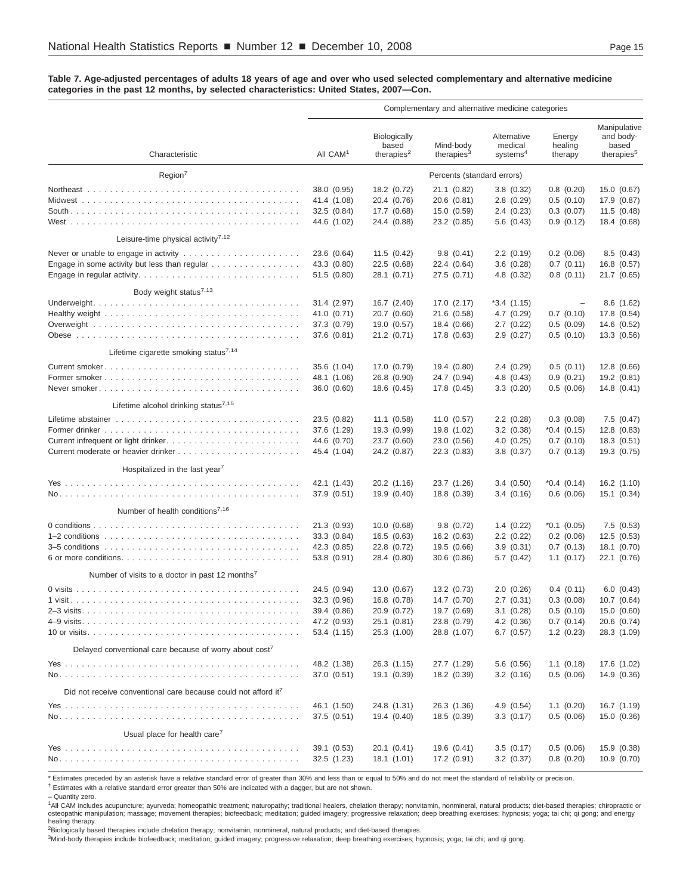**Table 7. Age-adjusted percentages of adults 18 years of age and over who used selected complementary and alternative medicine categories in the past 12 months, by selected characteristics: United States, 2007—Con.**

| Characteristic | All CAM[1] | Biologically based therapies[2] | Mind-body therapies[3] | Alternative medical systems[4] | Energy healing therapy | Manipulative and body-based therapies[5] |
|---|---|---|---|---|---|---|
| | Complementary and alternative medicine categories | | | | | |
| **Region[7]** | Percents (standard errors) | | | | | |
| Northeast | 38.0 (0.95) | 18.2 (0.72) | 21.1 (0.82) | 3.8 (0.32) | 0.8 (0.20) | 15.0 (0.67) |
| Midwest | 41.4 (1.08) | 20.4 (0.76) | 20.6 (0.81) | 2.8 (0.29) | 0.5 (0.10) | 17.9 (0.87) |
| South | 32.5 (0.84) | 17.7 (0.68) | 15.0 (0.59) | 2.4 (0.23) | 0.3 (0.07) | 11.5 (0.48) |
| West | 44.6 (1.02) | 24.4 (0.88) | 23.2 (0.85) | 5.6 (0.43) | 0.9 (0.12) | 18.4 (0.68) |
| **Leisure-time physical activity[7,12]** | | | | | | |
| Never or unable to engage in activity | 23.6 (0.64) | 11.5 (0.42) | 9.8 (0.41) | 2.2 (0.19) | 0.2 (0.06) | 8.5 (0.43) |
| Engage in some activity but less than regular | 43.3 (0.80) | 22.5 (0.68) | 22.4 (0.64) | 3.6 (0.28) | 0.7 (0.11) | 16.8 (0.57) |
| Engage in regular activity | 51.5 (0.80) | 28.1 (0.71) | 27.5 (0.71) | 4.8 (0.32) | 0.8 (0.11) | 21.7 (0.65) |
| **Body weight status[7,13]** | | | | | | |
| Underweight | 31.4 (2.97) | 16.7 (2.40) | 17.0 (2.17) | *3.4 (1.15) | – | 8.6 (1.62) |
| Healthy weight | 41.0 (0.71) | 20.7 (0.60) | 21.6 (0.58) | 4.7 (0.29) | 0.7 (0.10) | 17.8 (0.54) |
| Overweight | 37.3 (0.79) | 19.0 (0.57) | 18.4 (0.66) | 2.7 (0.22) | 0.5 (0.09) | 14.6 (0.52) |
| Obese | 37.6 (0.81) | 21.2 (0.71) | 17.8 (0.63) | 2.9 (0.27) | 0.5 (0.10) | 13.3 (0.56) |
| **Lifetime cigarette smoking status[7,14]** | | | | | | |
| Current smoker | 35.6 (1.04) | 17.0 (0.79) | 19.4 (0.80) | 2.4 (0.29) | 0.5 (0.11) | 12.8 (0.66) |
| Former smoker | 48.1 (1.06) | 26.8 (0.90) | 24.7 (0.94) | 4.8 (0.43) | 0.9 (0.21) | 19.2 (0.81) |
| Never smoker | 36.0 (0.60) | 18.6 (0.45) | 17.8 (0.45) | 3.3 (0.20) | 0.5 (0.06) | 14.8 (0.41) |
| **Lifetime alcohol drinking status[7,15]** | | | | | | |
| Lifetime abstainer | 23.5 (0.82) | 11.1 (0.58) | 11.0 (0.57) | 2.2 (0.28) | 0.3 (0.08) | 7.5 (0.47) |
| Former drinker | 37.6 (1.29) | 19.3 (0.99) | 19.8 (1.02) | 3.2 (0.38) | *0.4 (0.15) | 12.8 (0.83) |
| Current infrequent or light drinker | 44.6 (0.70) | 23.7 (0.60) | 23.0 (0.56) | 4.0 (0.25) | 0.7 (0.10) | 18.3 (0.51) |
| Current moderate or heavier drinker | 45.4 (1.04) | 24.2 (0.87) | 22.3 (0.83) | 3.8 (0.37) | 0.7 (0.13) | 19.3 (0.75) |
| **Hospitalized in the last year[7]** | | | | | | |
| Yes | 42.1 (1.43) | 20.2 (1.16) | 23.7 (1.26) | 3.4 (0.50) | *0.4 (0.14) | 16.2 (1.10) |
| No | 37.9 (0.51) | 19.9 (0.40) | 18.8 (0.39) | 3.4 (0.16) | 0.6 (0.06) | 15.1 (0.34) |
| **Number of health conditions[7,16]** | | | | | | |
| 0 conditions | 21.3 (0.93) | 10.0 (0.68) | 9.8 (0.72) | 1.4 (0.22) | *0.1 (0.05) | 7.5 (0.53) |
| 1–2 conditions | 33.3 (0.84) | 16.5 (0.63) | 16.2 (0.63) | 2.2 (0.22) | 0.2 (0.06) | 12.5 (0.53) |
| 3–5 conditions | 42.3 (0.85) | 22.8 (0.72) | 19.5 (0.66) | 3.9 (0.31) | 0.7 (0.13) | 18.1 (0.70) |
| 6 or more conditions | 53.8 (0.91) | 28.4 (0.80) | 30.6 (0.86) | 5.7 (0.42) | 1.1 (0.17) | 22.1 (0.76) |
| **Number of visits to a doctor in past 12 months[7]** | | | | | | |
| 0 visits | 24.5 (0.94) | 13.0 (0.67) | 13.2 (0.73) | 2.0 (0.26) | 0.4 (0.11) | 6.0 (0.43) |
| 1 visit | 32.3 (0.96) | 16.8 (0.78) | 14.7 (0.70) | 2.7 (0.31) | 0.3 (0.08) | 10.7 (0.64) |
| 2–3 visits | 39.4 (0.86) | 20.9 (0.72) | 19.7 (0.69) | 3.1 (0.28) | 0.5 (0.10) | 15.0 (0.60) |
| 4–9 visits | 47.2 (0.93) | 25.1 (0.81) | 23.8 (0.79) | 4.2 (0.36) | 0.7 (0.14) | 20.6 (0.74) |
| 10 or visits | 53.4 (1.15) | 25.3 (1.00) | 28.8 (1.07) | 6.7 (0.57) | 1.2 (0.23) | 28.3 (1.09) |
| **Delayed conventional care because of worry about cost[7]** | | | | | | |
| Yes | 48.2 (1.38) | 26.3 (1.15) | 27.7 (1.29) | 5.6 (0.56) | 1.1 (0.18) | 17.6 (1.02) |
| No | 37.0 (0.51) | 19.1 (0.39) | 18.2 (0.39) | 3.2 (0.16) | 0.5 (0.06) | 14.9 (0.36) |
| **Did not receive conventional care because could not afford it[7]** | | | | | | |
| Yes | 46.1 (1.50) | 24.8 (1.31) | 26.3 (1.36) | 4.9 (0.54) | 1.1 (0.20) | 16.7 (1.19) |
| No | 37.5 (0.51) | 19.4 (0.40) | 18.5 (0.39) | 3.3 (0.17) | 0.5 (0.06) | 15.0 (0.36) |
| **Usual place for health care[7]** | | | | | | |
| Yes | 39.1 (0.53) | 20.1 (0.41) | 19.6 (0.41) | 3.5 (0.17) | 0.5 (0.06) | 15.9 (0.38) |
| No | 32.5 (1.23) | 18.1 (1.01) | 17.2 (0.91) | 3.2 (0.37) | 0.8 (0.20) | 10.9 (0.70) |

* Estimates preceded by an asterisk have a relative standard error of greater than 30% and less than or equal to 50% and do not meet the standard of reliability or precision.

† Estimates with a relative standard error greater than 50% are indicated with a dagger, but are not shown.

– Quantity zero.

[1]All CAM includes acupuncture; ayurveda; homeopathic treatment; naturopathy; traditional healers, chelation therapy; nonvitamin, nonmineral, natural products; diet-based therapies; chiropractic or osteopathic manipulation; massage; movement therapies; biofeedback; meditation; guided imagery; progressive relaxation; deep breathing exercises; hypnosis; yoga; tai chi; qi gong; and energy healing therapy.

[2]Biologically based therapies include chelation therapy; nonvitamin, nonmineral, natural products; and diet-based therapies.

[3]Mind-body therapies include biofeedback; meditation; guided imagery; progressive relaxation; deep breathing exercises; hypnosis; yoga; tai chi; and qi gong.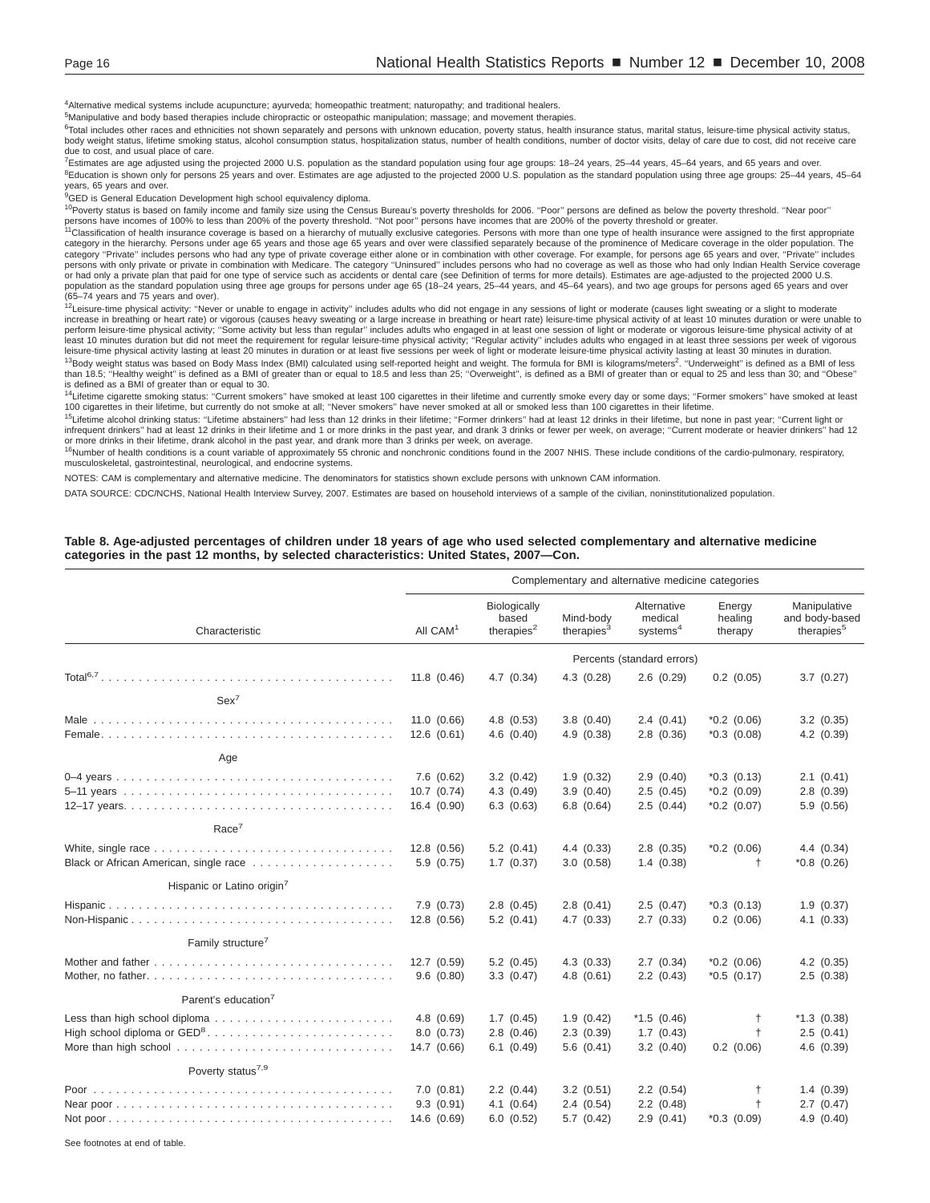[4]Alternative medical systems include acupuncture; ayurveda; homeopathic treatment; naturopathy; and traditional healers.

[5]Manipulative and body based therapies include chiropractic or osteopathic manipulation; massage; and movement therapies.

[6]Total includes other races and ethnicities not shown separately and persons with unknown education, poverty status, health insurance status, marital status, leisure-time physical activity status, body weight status, lifetime smoking status, alcohol consumption status, hospitalization status, number of health conditions, number of doctor visits, delay of care due to cost, did not receive care due to cost, and usual place of care.

[7]Estimates are age adjusted using the projected 2000 U.S. population as the standard population using four age groups: 18–24 years, 25–44 years, 45–64 years, and 65 years and over.

[8]Education is shown only for persons 25 years and over. Estimates are age adjusted to the projected 2000 U.S. population as the standard population using three age groups: 25–44 years, 45–64 years, 65 years and over.

[9]GED is General Education Development high school equivalency diploma.

[10]Poverty status is based on family income and family size using the Census Bureau's poverty thresholds for 2006. ''Poor'' persons are defined as below the poverty threshold. ''Near poor'' persons have incomes of 100% to less than 200% of the poverty threshold. ''Not poor'' persons have incomes that are 200% of the poverty threshold or greater.

[11]Classification of health insurance coverage is based on a hierarchy of mutually exclusive categories. Persons with more than one type of health insurance were assigned to the first appropriate category in the hierarchy. Persons under age 65 years and those age 65 years and over were classified separately because of the prominence of Medicare coverage in the older population. The category ''Private'' includes persons who had any type of private coverage either alone or in combination with other coverage. For example, for persons age 65 years and over, ''Private'' includes persons with only private or private in combination with Medicare. The category ''Uninsured'' includes persons who had no coverage as well as those who had only Indian Health Service coverage or had only a private plan that paid for one type of service such as accidents or dental care (see Definition of terms for more details). Estimates are age-adjusted to the projected 2000 U.S. population as the standard population using three age groups for persons under age 65 (18–24 years, 25–44 years, and 45–64 years), and two age groups for persons aged 65 years and over (65–74 years and 75 years and over).

[12]Leisure-time physical activity: ''Never or unable to engage in activity'' includes adults who did not engage in any sessions of light or moderate (causes light sweating or a slight to moderate increase in breathing or heart rate) or vigorous (causes heavy sweating or a large increase in breathing or heart rate) leisure-time physical activity of at least 10 minutes duration or were unable to perform leisure-time physical activity; ''Some activity but less than regular'' includes adults who engaged in at least one session of light or moderate or vigorous leisure-time physical activity of at least 10 minutes duration but did not meet the requirement for regular leisure-time physical activity; ''Regular activity'' includes adults who engaged in at least three sessions per week of vigorous leisure-time physical activity lasting at least 20 minutes in duration or at least five sessions per week of light or moderate leisure-time physical activity lasting at least 30 minutes in duration.

[13]Body weight status was based on Body Mass Index (BMI) calculated using self-reported height and weight. The formula for BMI is kilograms/meters$^2$. ''Underweight'' is defined as a BMI of less than 18.5; ''Healthy weight'' is defined as a BMI of greater than or equal to 18.5 and less than 25; ''Overweight'', is defined as a BMI of greater than or equal to 25 and less than 30; and ''Obese'' is defined as a BMI of greater than or equal to 30.

[14]Lifetime cigarette smoking status: ''Current smokers'' have smoked at least 100 cigarettes in their lifetime and currently smoke every day or some days; ''Former smokers'' have smoked at least 100 cigarettes in their lifetime, but currently do not smoke at all; ''Never smokers'' have never smoked at all or smoked less than 100 cigarettes in their lifetime.

[15]Lifetime alcohol drinking status: ''Lifetime abstainers'' had less than 12 drinks in their lifetime; ''Former drinkers'' had at least 12 drinks in their lifetime, but none in past year; ''Current light or infrequent drinkers'' had at least 12 drinks in their lifetime and 1 or more drinks in the past year, and drank 3 drinks or fewer per week, on average; ''Current moderate or heavier drinkers'' had 12 or more drinks in their lifetime, drank alcohol in the past year, and drank more than 3 drinks per week, on average.

[16]Number of health conditions is a count variable of approximately 55 chronic and nonchronic conditions found in the 2007 NHIS. These include conditions of the cardio-pulmonary, respiratory, musculoskeletal, gastrointestinal, neurological, and endocrine systems.

NOTES: CAM is complementary and alternative medicine. The denominators for statistics shown exclude persons with unknown CAM information.

DATA SOURCE: CDC/NCHS, National Health Interview Survey, 2007. Estimates are based on household interviews of a sample of the civilian, noninstitutionalized population.

**Table 8. Age-adjusted percentages of children under 18 years of age who used selected complementary and alternative medicine categories in the past 12 months, by selected characteristics: United States, 2007—Con.**

| Characteristic | Complementary and alternative medicine categories | | | | | |
|---|---|---|---|---|---|---|
| | All CAM[1] | Biologically based therapies[2] | Mind-body therapies[3] | Alternative medical systems[4] | Energy healing therapy | Manipulative and body-based therapies[5] |
| | Percents (standard errors) | | | | | |
| Total[6,7] | 11.8 (0.46) | 4.7 (0.34) | 4.3 (0.28) | 2.6 (0.29) | 0.2 (0.05) | 3.7 (0.27) |
| **Sex[7]** | | | | | | |
| Male | 11.0 (0.66) | 4.8 (0.53) | 3.8 (0.40) | 2.4 (0.41) | *0.2 (0.06) | 3.2 (0.35) |
| Female | 12.6 (0.61) | 4.6 (0.40) | 4.9 (0.38) | 2.8 (0.36) | *0.3 (0.08) | 4.2 (0.39) |
| **Age** | | | | | | |
| 0–4 years | 7.6 (0.62) | 3.2 (0.42) | 1.9 (0.32) | 2.9 (0.40) | *0.3 (0.13) | 2.1 (0.41) |
| 5–11 years | 10.7 (0.74) | 4.3 (0.49) | 3.9 (0.40) | 2.5 (0.45) | *0.2 (0.09) | 2.8 (0.39) |
| 12–17 years | 16.4 (0.90) | 6.3 (0.63) | 6.8 (0.64) | 2.5 (0.44) | *0.2 (0.07) | 5.9 (0.56) |
| **Race[7]** | | | | | | |
| White, single race | 12.8 (0.56) | 5.2 (0.41) | 4.4 (0.33) | 2.8 (0.35) | *0.2 (0.06) | 4.4 (0.34) |
| Black or African American, single race | 5.9 (0.75) | 1.7 (0.37) | 3.0 (0.58) | 1.4 (0.38) | † | *0.8 (0.26) |
| **Hispanic or Latino origin[7]** | | | | | | |
| Hispanic | 7.9 (0.73) | 2.8 (0.45) | 2.8 (0.41) | 2.5 (0.47) | *0.3 (0.13) | 1.9 (0.37) |
| Non-Hispanic | 12.8 (0.56) | 5.2 (0.41) | 4.7 (0.33) | 2.7 (0.33) | 0.2 (0.06) | 4.1 (0.33) |
| **Family structure[7]** | | | | | | |
| Mother and father | 12.7 (0.59) | 5.2 (0.45) | 4.3 (0.33) | 2.7 (0.34) | *0.2 (0.06) | 4.2 (0.35) |
| Mother, no father | 9.6 (0.80) | 3.3 (0.47) | 4.8 (0.61) | 2.2 (0.43) | *0.5 (0.17) | 2.5 (0.38) |
| **Parent's education[7]** | | | | | | |
| Less than high school diploma | 4.8 (0.69) | 1.7 (0.45) | 1.9 (0.42) | *1.5 (0.46) | † | *1.3 (0.38) |
| High school diploma or GED[8] | 8.0 (0.73) | 2.8 (0.46) | 2.3 (0.39) | 1.7 (0.43) | † | 2.5 (0.41) |
| More than high school | 14.7 (0.66) | 6.1 (0.49) | 5.6 (0.41) | 3.2 (0.40) | 0.2 (0.06) | 4.6 (0.39) |
| **Poverty status[7,9]** | | | | | | |
| Poor | 7.0 (0.81) | 2.2 (0.44) | 3.2 (0.51) | 2.2 (0.54) | † | 1.4 (0.39) |
| Near poor | 9.3 (0.91) | 4.1 (0.64) | 2.4 (0.54) | 2.2 (0.48) | † | 2.7 (0.47) |
| Not poor | 14.6 (0.69) | 6.0 (0.52) | 5.7 (0.42) | 2.9 (0.41) | *0.3 (0.09) | 4.9 (0.40) |

See footnotes at end of table.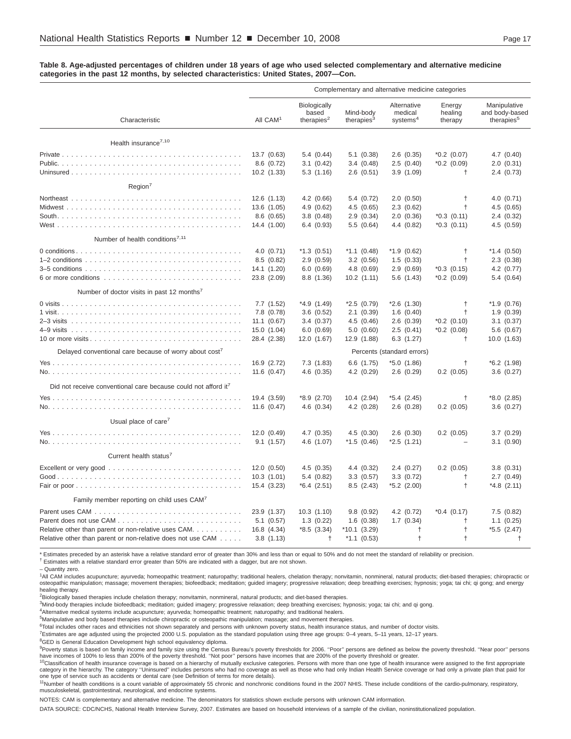**Table 8. Age-adjusted percentages of children under 18 years of age who used selected complementary and alternative medicine categories in the past 12 months, by selected characteristics: United States, 2007—Con.**

| Characteristic | All CAM[1] | Biologically based therapies[2] | Mind-body therapies[3] | Alternative medical systems[4] | Energy healing therapy | Manipulative and body-based therapies[5] |
|---|---|---|---|---|---|---|
| | Complementary and alternative medicine categories | | | | | |
| **Health insurance[7,10]** | | | | | | |
| Private | 13.7 (0.63) | 5.4 (0.44) | 5.1 (0.38) | 2.6 (0.35) | *0.2 (0.07) | 4.7 (0.40) |
| Public. | 8.6 (0.72) | 3.1 (0.42) | 3.4 (0.48) | 2.5 (0.40) | *0.2 (0.09) | 2.0 (0.31) |
| Uninsured | 10.2 (1.33) | 5.3 (1.16) | 2.6 (0.51) | 3.9 (1.09) | † | 2.4 (0.73) |
| **Region[7]** | | | | | | |
| Northeast | 12.6 (1.13) | 4.2 (0.66) | 5.4 (0.72) | 2.0 (0.50) | † | 4.0 (0.71) |
| Midwest | 13.6 (1.05) | 4.9 (0.62) | 4.5 (0.65) | 2.3 (0.62) | † | 4.5 (0.65) |
| South | 8.6 (0.65) | 3.8 (0.48) | 2.9 (0.34) | 2.0 (0.36) | *0.3 (0.11) | 2.4 (0.32) |
| West | 14.4 (1.00) | 6.4 (0.93) | 5.5 (0.64) | 4.4 (0.82) | *0.3 (0.11) | 4.5 (0.59) |
| **Number of health conditions[7,11]** | | | | | | |
| 0 conditions | 4.0 (0.71) | *1.3 (0.51) | *1.1 (0.48) | *1.9 (0.62) | † | *1.4 (0.50) |
| 1–2 conditions | 8.5 (0.82) | 2.9 (0.59) | 3.2 (0.56) | 1.5 (0.33) | † | 2.3 (0.38) |
| 3–5 conditions | 14.1 (1.20) | 6.0 (0.69) | 4.8 (0.69) | 2.9 (0.69) | *0.3 (0.15) | 4.2 (0.77) |
| 6 or more conditions | 23.8 (2.09) | 8.8 (1.36) | 10.2 (1.11) | 5.6 (1.43) | *0.2 (0.09) | 5.4 (0.64) |
| **Number of doctor visits in past 12 months[7]** | | | | | | |
| 0 visits | 7.7 (1.52) | *4.9 (1.49) | *2.5 (0.79) | *2.6 (1.30) | † | *1.9 (0.76) |
| 1 visit | 7.8 (0.78) | 3.6 (0.52) | 2.1 (0.39) | 1.6 (0.40) | † | 1.9 (0.39) |
| 2–3 visits | 11.1 (0.67) | 3.4 (0.37) | 4.5 (0.46) | 2.6 (0.39) | *0.2 (0.10) | 3.1 (0.37) |
| 4–9 visits | 15.0 (1.04) | 6.0 (0.69) | 5.0 (0.60) | 2.5 (0.41) | *0.2 (0.08) | 5.6 (0.67) |
| 10 or more visits | 28.4 (2.38) | 12.0 (1.67) | 12.9 (1.88) | 6.3 (1.27) | † | 10.0 (1.63) |
| **Delayed conventional care because of worry about cost[7]** | | | | Percents (standard errors) | | |
| Yes | 16.9 (2.72) | 7.3 (1.83) | 6.6 (1.75) | *5.0 (1.86) | † | *6.2 (1.98) |
| No | 11.6 (0.47) | 4.6 (0.35) | 4.2 (0.29) | 2.6 (0.29) | 0.2 (0.05) | 3.6 (0.27) |
| **Did not receive conventional care because could not afford it[7]** | | | | | | |
| Yes | 19.4 (3.59) | *8.9 (2.70) | 10.4 (2.94) | *5.4 (2.45) | † | *8.0 (2.85) |
| No | 11.6 (0.47) | 4.6 (0.34) | 4.2 (0.28) | 2.6 (0.28) | 0.2 (0.05) | 3.6 (0.27) |
| **Usual place of care[7]** | | | | | | |
| Yes | 12.0 (0.49) | 4.7 (0.35) | 4.5 (0.30) | 2.6 (0.30) | 0.2 (0.05) | 3.7 (0.29) |
| No | 9.1 (1.57) | 4.6 (1.07) | *1.5 (0.46) | *2.5 (1.21) | – | 3.1 (0.90) |
| **Current health status[7]** | | | | | | |
| Excellent or very good | 12.0 (0.50) | 4.5 (0.35) | 4.4 (0.32) | 2.4 (0.27) | 0.2 (0.05) | 3.8 (0.31) |
| Good | 10.3 (1.01) | 5.4 (0.82) | 3.3 (0.57) | 3.3 (0.72) | † | 2.7 (0.49) |
| Fair or poor | 15.4 (3.23) | *6.4 (2.51) | 8.5 (2.43) | *5.2 (2.00) | † | *4.8 (2.11) |
| **Family member reporting on child uses CAM[7]** | | | | | | |
| Parent uses CAM | 23.9 (1.37) | 10.3 (1.10) | 9.8 (0.92) | 4.2 (0.72) | *0.4 (0.17) | 7.5 (0.82) |
| Parent does not use CAM | 5.1 (0.57) | 1.3 (0.22) | 1.6 (0.38) | 1.7 (0.34) | † | 1.1 (0.25) |
| Relative other than parent or non-relative uses CAM. | 16.8 (4.34) | *8.5 (3.34) | *10.1 (3.29) | † | † | *5.5 (2.47) |
| Relative other than parent or non-relative does not use CAM | 3.8 (1.13) | † | *1.1 (0.53) | † | † | † |

* Estimates preceded by an asterisk have a relative standard error of greater than 30% and less than or equal to 50% and do not meet the standard of reliability or precision.

† Estimates with a relative standard error greater than 50% are indicated with a dagger, but are not shown.

– Quantity zero.

[1]All CAM includes acupuncture; ayurveda; homeopathic treatment; naturopathy; traditional healers, chelation therapy; nonvitamin, nonmineral, natural products; diet-based therapies; chiropractic or osteopathic manipulation; massage; movement therapies; biofeedback; meditation; guided imagery; progressive relaxation; deep breathing exercises; hypnosis; yoga; tai chi; qi gong; and energy healing therapy.

[2]Biologically based therapies include chelation therapy; nonvitamin, nonmineral, natural products; and diet-based therapies.

[3]Mind-body therapies include biofeedback; meditation; guided imagery; progressive relaxation; deep breathing exercises; hypnosis; yoga; tai chi; and qi gong.

[4]Alternative medical systems include acupuncture; ayurveda; homeopathic treatment; naturopathy; and traditional healers.

[5]Manipulative and body based therapies include chiropractic or osteopathic manipulation; massage; and movement therapies.

[6]Total includes other races and ethnicities not shown separately and persons with unknown poverty status, health insurance status, and number of doctor visits.

[7]Estimates are age adjusted using the projected 2000 U.S. population as the standard population using three age groups: 0–4 years, 5–11 years, 12–17 years.

[8]GED is General Education Development high school equivalency diploma.

[9]Poverty status is based on family income and family size using the Census Bureau's poverty thresholds for 2006. ''Poor'' persons are defined as below the poverty threshold. ''Near poor'' persons have incomes of 100% to less than 200% of the poverty threshold. ''Not poor'' persons have incomes that are 200% of the poverty threshold or greater.

[10]Classification of health insurance coverage is based on a hierarchy of mutually exclusive categories. Persons with more than one type of health insurance were assigned to the first appropriate category in the hierarchy. The category ''Uninsured'' includes persons who had no coverage as well as those who had only Indian Health Service coverage or had only a private plan that paid for one type of service such as accidents or dental care (see Definition of terms for more details).

[11]Number of health conditions is a count variable of approximately 55 chronic and nonchronic conditions found in the 2007 NHIS. These include conditions of the cardio-pulmonary, respiratory, musculoskeletal, gastrointestinal, neurological, and endocrine systems.

NOTES: CAM is complementary and alternative medicine. The denominators for statistics shown exclude persons with unknown CAM information.

DATA SOURCE: CDC/NCHS, National Health Interview Survey, 2007. Estimates are based on household interviews of a sample of the civilian, noninstitutionalized population.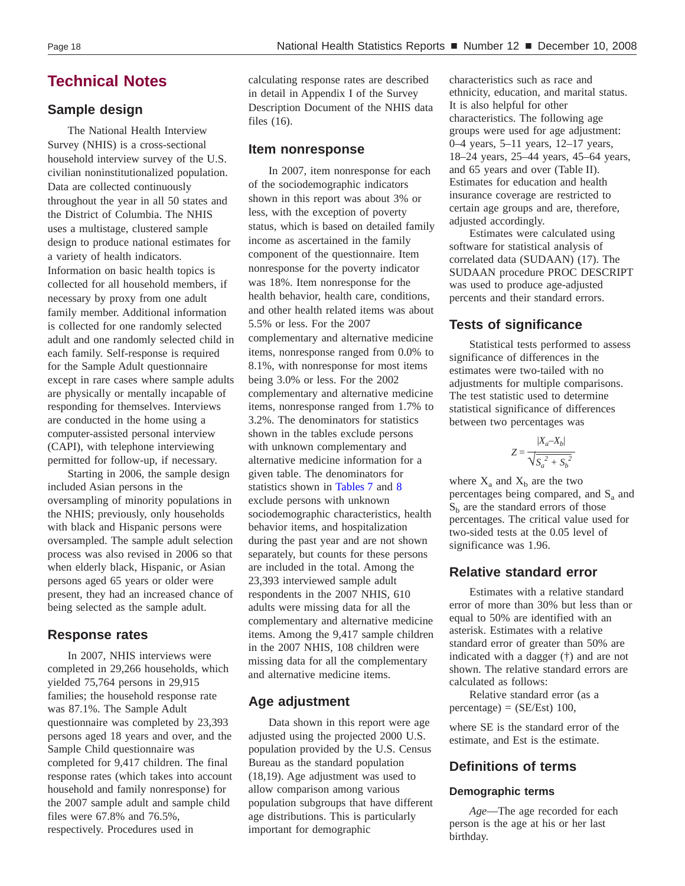# Technical Notes

## Sample design

The National Health Interview Survey (NHIS) is a cross-sectional household interview survey of the U.S. civilian noninstitutionalized population. Data are collected continuously throughout the year in all 50 states and the District of Columbia. The NHIS uses a multistage, clustered sample design to produce national estimates for a variety of health indicators. Information on basic health topics is collected for all household members, if necessary by proxy from one adult family member. Additional information is collected for one randomly selected adult and one randomly selected child in each family. Self-response is required for the Sample Adult questionnaire except in rare cases where sample adults are physically or mentally incapable of responding for themselves. Interviews are conducted in the home using a computer-assisted personal interview (CAPI), with telephone interviewing permitted for follow-up, if necessary.

Starting in 2006, the sample design included Asian persons in the oversampling of minority populations in the NHIS; previously, only households with black and Hispanic persons were oversampled. The sample adult selection process was also revised in 2006 so that when elderly black, Hispanic, or Asian persons aged 65 years or older were present, they had an increased chance of being selected as the sample adult.

## Response rates

In 2007, NHIS interviews were completed in 29,266 households, which yielded 75,764 persons in 29,915 families; the household response rate was 87.1%. The Sample Adult questionnaire was completed by 23,393 persons aged 18 years and over, and the Sample Child questionnaire was completed for 9,417 children. The final response rates (which takes into account household and family nonresponse) for the 2007 sample adult and sample child files were 67.8% and 76.5%, respectively. Procedures used in calculating response rates are described in detail in Appendix I of the Survey Description Document of the NHIS data files (16).

## Item nonresponse

In 2007, item nonresponse for each of the sociodemographic indicators shown in this report was about 3% or less, with the exception of poverty status, which is based on detailed family income as ascertained in the family component of the questionnaire. Item nonresponse for the poverty indicator was 18%. Item nonresponse for the health behavior, health care, conditions, and other health related items was about 5.5% or less. For the 2007 complementary and alternative medicine items, nonresponse ranged from 0.0% to 8.1%, with nonresponse for most items being 3.0% or less. For the 2002 complementary and alternative medicine items, nonresponse ranged from 1.7% to 3.2%. The denominators for statistics shown in the tables exclude persons with unknown complementary and alternative medicine information for a given table. The denominators for statistics shown in Tables 7 and 8 exclude persons with unknown sociodemographic characteristics, health behavior items, and hospitalization during the past year and are not shown separately, but counts for these persons are included in the total. Among the 23,393 interviewed sample adult respondents in the 2007 NHIS, 610 adults were missing data for all the complementary and alternative medicine items. Among the 9,417 sample children in the 2007 NHIS, 108 children were missing data for all the complementary and alternative medicine items.

## Age adjustment

Data shown in this report were age adjusted using the projected 2000 U.S. population provided by the U.S. Census Bureau as the standard population (18,19). Age adjustment was used to allow comparison among various population subgroups that have different age distributions. This is particularly important for demographic characteristics such as race and ethnicity, education, and marital status. It is also helpful for other characteristics. The following age groups were used for age adjustment: 0–4 years, 5–11 years, 12–17 years, 18–24 years, 25–44 years, 45–64 years, and 65 years and over (Table II). Estimates for education and health insurance coverage are restricted to certain age groups and are, therefore, adjusted accordingly.

Estimates were calculated using software for statistical analysis of correlated data (SUDAAN) (17). The SUDAAN procedure PROC DESCRIPT was used to produce age-adjusted percents and their standard errors.

## Tests of significance

Statistical tests performed to assess significance of differences in the estimates were two-tailed with no adjustments for multiple comparisons. The test statistic used to determine statistical significance of differences between two percentages was

$$Z = \frac{|X_a - X_b|}{\sqrt{S_a^2 + S_b^2}}$$

where $X_a$ and $X_b$ are the two percentages being compared, and $S_a$ and $S_b$ are the standard errors of those percentages. The critical value used for two-sided tests at the 0.05 level of significance was 1.96.

## Relative standard error

Estimates with a relative standard error of more than 30% but less than or equal to 50% are identified with an asterisk. Estimates with a relative standard error of greater than 50% are indicated with a dagger (†) and are not shown. The relative standard errors are calculated as follows:

Relative standard error (as a percentage) = (SE/Est) 100,

where SE is the standard error of the estimate, and Est is the estimate.

## Definitions of terms

### Demographic terms

*Age*—The age recorded for each person is the age at his or her last birthday.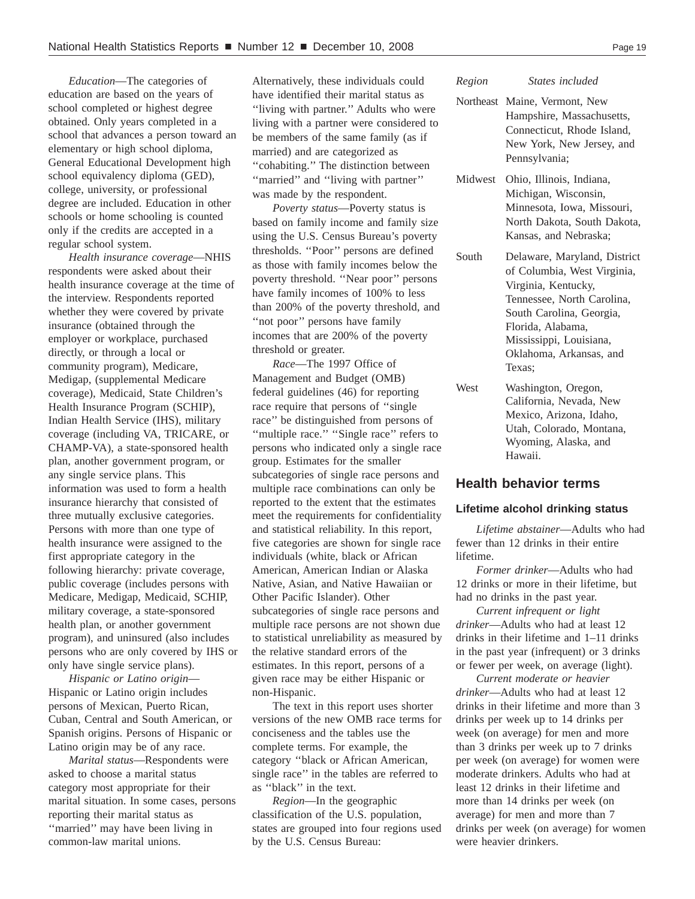*Education*—The categories of education are based on the years of school completed or highest degree obtained. Only years completed in a school that advances a person toward an elementary or high school diploma, General Educational Development high school equivalency diploma (GED), college, university, or professional degree are included. Education in other schools or home schooling is counted only if the credits are accepted in a regular school system.

*Health insurance coverage*—NHIS respondents were asked about their health insurance coverage at the time of the interview. Respondents reported whether they were covered by private insurance (obtained through the employer or workplace, purchased directly, or through a local or community program), Medicare, Medigap, (supplemental Medicare coverage), Medicaid, State Children's Health Insurance Program (SCHIP), Indian Health Service (IHS), military coverage (including VA, TRICARE, or CHAMP-VA), a state-sponsored health plan, another government program, or any single service plans. This information was used to form a health insurance hierarchy that consisted of three mutually exclusive categories. Persons with more than one type of health insurance were assigned to the first appropriate category in the following hierarchy: private coverage, public coverage (includes persons with Medicare, Medigap, Medicaid, SCHIP, military coverage, a state-sponsored health plan, or another government program), and uninsured (also includes persons who are only covered by IHS or only have single service plans).

*Hispanic or Latino origin*—Hispanic or Latino origin includes persons of Mexican, Puerto Rican, Cuban, Central and South American, or Spanish origins. Persons of Hispanic or Latino origin may be of any race.

*Marital status*—Respondents were asked to choose a marital status category most appropriate for their marital situation. In some cases, persons reporting their marital status as ''married'' may have been living in common-law marital unions. Alternatively, these individuals could have identified their marital status as ''living with partner.'' Adults who were living with a partner were considered to be members of the same family (as if married) and are categorized as ''cohabiting.'' The distinction between ''married'' and ''living with partner'' was made by the respondent.

*Poverty status*—Poverty status is based on family income and family size using the U.S. Census Bureau's poverty thresholds. ''Poor'' persons are defined as those with family incomes below the poverty threshold. ''Near poor'' persons have family incomes of 100% to less than 200% of the poverty threshold, and ''not poor'' persons have family incomes that are 200% of the poverty threshold or greater.

*Race*—The 1997 Office of Management and Budget (OMB) federal guidelines (46) for reporting race require that persons of ''single race'' be distinguished from persons of ''multiple race.'' ''Single race'' refers to persons who indicated only a single race group. Estimates for the smaller subcategories of single race persons and multiple race combinations can only be reported to the extent that the estimates meet the requirements for confidentiality and statistical reliability. In this report, five categories are shown for single race individuals (white, black or African American, American Indian or Alaska Native, Asian, and Native Hawaiian or Other Pacific Islander). Other subcategories of single race persons and multiple race persons are not shown due to statistical unreliability as measured by the relative standard errors of the estimates. In this report, persons of a given race may be either Hispanic or non-Hispanic.

The text in this report uses shorter versions of the new OMB race terms for conciseness and the tables use the complete terms. For example, the category ''black or African American, single race'' in the tables are referred to as ''black'' in the text.

*Region*—In the geographic classification of the U.S. population, states are grouped into four regions used by the U.S. Census Bureau:

| *Region* | *States included* |
|---|---|
| Northeast | Maine, Vermont, New Hampshire, Massachusetts, Connecticut, Rhode Island, New York, New Jersey, and Pennsylvania; |
| Midwest | Ohio, Illinois, Indiana, Michigan, Wisconsin, Minnesota, Iowa, Missouri, North Dakota, South Dakota, Kansas, and Nebraska; |
| South | Delaware, Maryland, District of Columbia, West Virginia, Virginia, Kentucky, Tennessee, North Carolina, South Carolina, Georgia, Florida, Alabama, Mississippi, Louisiana, Oklahoma, Arkansas, and Texas; |
| West | Washington, Oregon, California, Nevada, New Mexico, Arizona, Idaho, Utah, Colorado, Montana, Wyoming, Alaska, and Hawaii. |

## Health behavior terms

### Lifetime alcohol drinking status

*Lifetime abstainer*—Adults who had fewer than 12 drinks in their entire lifetime.

*Former drinker*—Adults who had 12 drinks or more in their lifetime, but had no drinks in the past year.

*Current infrequent or light drinker*—Adults who had at least 12 drinks in their lifetime and 1–11 drinks in the past year (infrequent) or 3 drinks or fewer per week, on average (light).

*Current moderate or heavier drinker*—Adults who had at least 12 drinks in their lifetime and more than 3 drinks per week up to 14 drinks per week (on average) for men and more than 3 drinks per week up to 7 drinks per week (on average) for women were moderate drinkers. Adults who had at least 12 drinks in their lifetime and more than 14 drinks per week (on average) for men and more than 7 drinks per week (on average) for women were heavier drinkers.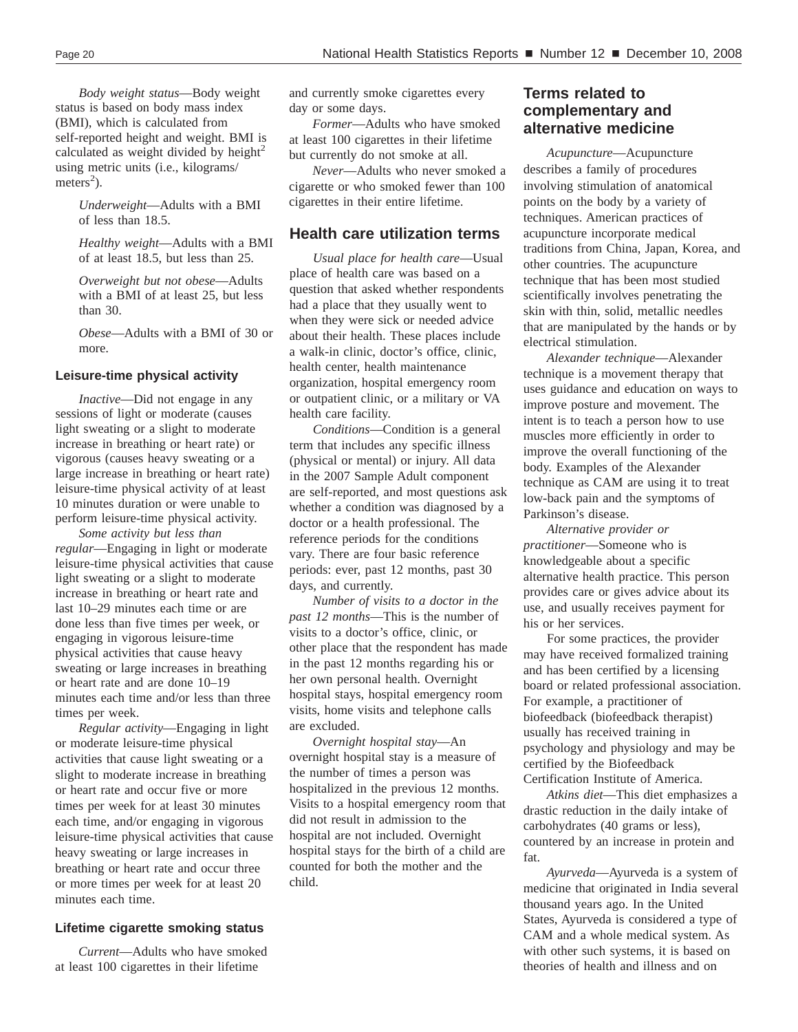*Body weight status*—Body weight status is based on body mass index (BMI), which is calculated from self-reported height and weight. BMI is calculated as weight divided by height$^2$ using metric units (i.e., kilograms/meters$^2$).

*Underweight*—Adults with a BMI of less than 18.5.

*Healthy weight*—Adults with a BMI of at least 18.5, but less than 25.

*Overweight but not obese*—Adults with a BMI of at least 25, but less than 30.

*Obese*—Adults with a BMI of 30 or more.

### Leisure-time physical activity

*Inactive*—Did not engage in any sessions of light or moderate (causes light sweating or a slight to moderate increase in breathing or heart rate) or vigorous (causes heavy sweating or a large increase in breathing or heart rate) leisure-time physical activity of at least 10 minutes duration or were unable to perform leisure-time physical activity.

*Some activity but less than regular*—Engaging in light or moderate leisure-time physical activities that cause light sweating or a slight to moderate increase in breathing or heart rate and last 10–29 minutes each time or are done less than five times per week, or engaging in vigorous leisure-time physical activities that cause heavy sweating or large increases in breathing or heart rate and are done 10–19 minutes each time and/or less than three times per week.

*Regular activity*—Engaging in light or moderate leisure-time physical activities that cause light sweating or a slight to moderate increase in breathing or heart rate and occur five or more times per week for at least 30 minutes each time, and/or engaging in vigorous leisure-time physical activities that cause heavy sweating or large increases in breathing or heart rate and occur three or more times per week for at least 20 minutes each time.

### Lifetime cigarette smoking status

*Current*—Adults who have smoked at least 100 cigarettes in their lifetime and currently smoke cigarettes every day or some days.

*Former*—Adults who have smoked at least 100 cigarettes in their lifetime but currently do not smoke at all.

*Never*—Adults who never smoked a cigarette or who smoked fewer than 100 cigarettes in their entire lifetime.

## Health care utilization terms

*Usual place for health care*—Usual place of health care was based on a question that asked whether respondents had a place that they usually went to when they were sick or needed advice about their health. These places include a walk-in clinic, doctor's office, clinic, health center, health maintenance organization, hospital emergency room or outpatient clinic, or a military or VA health care facility.

*Conditions*—Condition is a general term that includes any specific illness (physical or mental) or injury. All data in the 2007 Sample Adult component are self-reported, and most questions ask whether a condition was diagnosed by a doctor or a health professional. The reference periods for the conditions vary. There are four basic reference periods: ever, past 12 months, past 30 days, and currently.

*Number of visits to a doctor in the past 12 months*—This is the number of visits to a doctor's office, clinic, or other place that the respondent has made in the past 12 months regarding his or her own personal health. Overnight hospital stays, hospital emergency room visits, home visits and telephone calls are excluded.

*Overnight hospital stay*—An overnight hospital stay is a measure of the number of times a person was hospitalized in the previous 12 months. Visits to a hospital emergency room that did not result in admission to the hospital are not included. Overnight hospital stays for the birth of a child are counted for both the mother and the child.

## Terms related to complementary and alternative medicine

*Acupuncture*—Acupuncture describes a family of procedures involving stimulation of anatomical points on the body by a variety of techniques. American practices of acupuncture incorporate medical traditions from China, Japan, Korea, and other countries. The acupuncture technique that has been most studied scientifically involves penetrating the skin with thin, solid, metallic needles that are manipulated by the hands or by electrical stimulation.

*Alexander technique*—Alexander technique is a movement therapy that uses guidance and education on ways to improve posture and movement. The intent is to teach a person how to use muscles more efficiently in order to improve the overall functioning of the body. Examples of the Alexander technique as CAM are using it to treat low-back pain and the symptoms of Parkinson's disease.

*Alternative provider or practitioner*—Someone who is knowledgeable about a specific alternative health practice. This person provides care or gives advice about its use, and usually receives payment for his or her services.

For some practices, the provider may have received formalized training and has been certified by a licensing board or related professional association. For example, a practitioner of biofeedback (biofeedback therapist) usually has received training in psychology and physiology and may be certified by the Biofeedback Certification Institute of America.

*Atkins diet*—This diet emphasizes a drastic reduction in the daily intake of carbohydrates (40 grams or less), countered by an increase in protein and fat.

*Ayurveda*—Ayurveda is a system of medicine that originated in India several thousand years ago. In the United States, Ayurveda is considered a type of CAM and a whole medical system. As with other such systems, it is based on theories of health and illness and on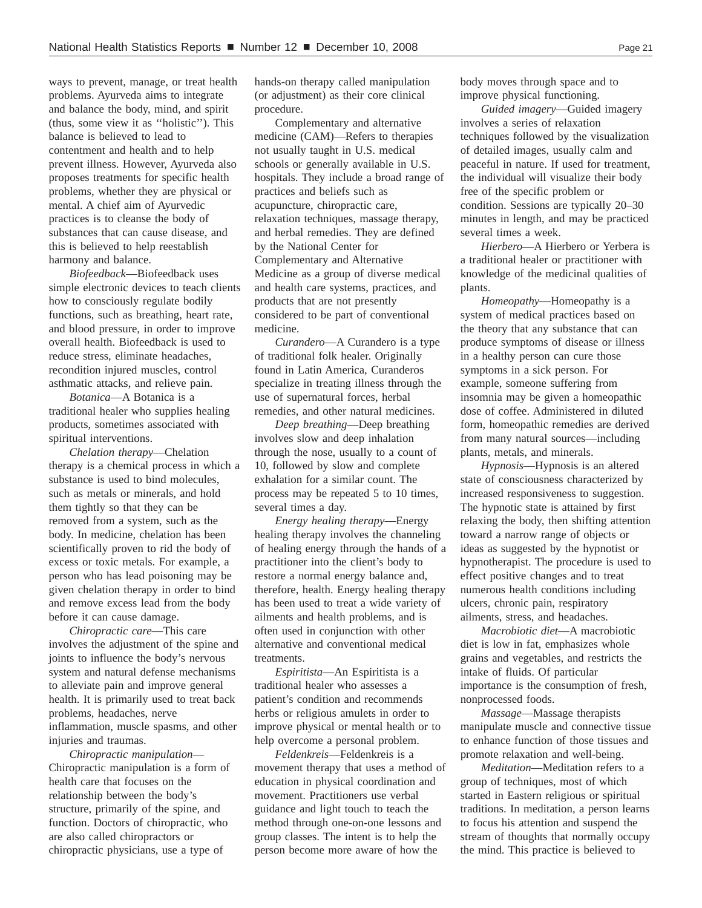ways to prevent, manage, or treat health problems. Ayurveda aims to integrate and balance the body, mind, and spirit (thus, some view it as ''holistic''). This balance is believed to lead to contentment and health and to help prevent illness. However, Ayurveda also proposes treatments for specific health problems, whether they are physical or mental. A chief aim of Ayurvedic practices is to cleanse the body of substances that can cause disease, and this is believed to help reestablish harmony and balance.

*Biofeedback*—Biofeedback uses simple electronic devices to teach clients how to consciously regulate bodily functions, such as breathing, heart rate, and blood pressure, in order to improve overall health. Biofeedback is used to reduce stress, eliminate headaches, recondition injured muscles, control asthmatic attacks, and relieve pain.

*Botanica*—A Botanica is a traditional healer who supplies healing products, sometimes associated with spiritual interventions.

*Chelation therapy*—Chelation therapy is a chemical process in which a substance is used to bind molecules, such as metals or minerals, and hold them tightly so that they can be removed from a system, such as the body. In medicine, chelation has been scientifically proven to rid the body of excess or toxic metals. For example, a person who has lead poisoning may be given chelation therapy in order to bind and remove excess lead from the body before it can cause damage.

*Chiropractic care*—This care involves the adjustment of the spine and joints to influence the body's nervous system and natural defense mechanisms to alleviate pain and improve general health. It is primarily used to treat back problems, headaches, nerve inflammation, muscle spasms, and other injuries and traumas.

*Chiropractic manipulation*—Chiropractic manipulation is a form of health care that focuses on the relationship between the body's structure, primarily of the spine, and function. Doctors of chiropractic, who are also called chiropractors or chiropractic physicians, use a type of hands-on therapy called manipulation (or adjustment) as their core clinical procedure.

Complementary and alternative medicine (CAM)—Refers to therapies not usually taught in U.S. medical schools or generally available in U.S. hospitals. They include a broad range of practices and beliefs such as acupuncture, chiropractic care, relaxation techniques, massage therapy, and herbal remedies. They are defined by the National Center for Complementary and Alternative Medicine as a group of diverse medical and health care systems, practices, and products that are not presently considered to be part of conventional medicine.

*Curandero*—A Curandero is a type of traditional folk healer. Originally found in Latin America, Curanderos specialize in treating illness through the use of supernatural forces, herbal remedies, and other natural medicines.

*Deep breathing*—Deep breathing involves slow and deep inhalation through the nose, usually to a count of 10, followed by slow and complete exhalation for a similar count. The process may be repeated 5 to 10 times, several times a day.

*Energy healing therapy*—Energy healing therapy involves the channeling of healing energy through the hands of a practitioner into the client's body to restore a normal energy balance and, therefore, health. Energy healing therapy has been used to treat a wide variety of ailments and health problems, and is often used in conjunction with other alternative and conventional medical treatments.

*Espiritista*—An Espiritista is a traditional healer who assesses a patient's condition and recommends herbs or religious amulets in order to improve physical or mental health or to help overcome a personal problem.

*Feldenkreis*—Feldenkreis is a movement therapy that uses a method of education in physical coordination and movement. Practitioners use verbal guidance and light touch to teach the method through one-on-one lessons and group classes. The intent is to help the person become more aware of how the body moves through space and to improve physical functioning.

*Guided imagery*—Guided imagery involves a series of relaxation techniques followed by the visualization of detailed images, usually calm and peaceful in nature. If used for treatment, the individual will visualize their body free of the specific problem or condition. Sessions are typically 20–30 minutes in length, and may be practiced several times a week.

*Hierbero*—A Hierbero or Yerbera is a traditional healer or practitioner with knowledge of the medicinal qualities of plants.

*Homeopathy*—Homeopathy is a system of medical practices based on the theory that any substance that can produce symptoms of disease or illness in a healthy person can cure those symptoms in a sick person. For example, someone suffering from insomnia may be given a homeopathic dose of coffee. Administered in diluted form, homeopathic remedies are derived from many natural sources—including plants, metals, and minerals.

*Hypnosis*—Hypnosis is an altered state of consciousness characterized by increased responsiveness to suggestion. The hypnotic state is attained by first relaxing the body, then shifting attention toward a narrow range of objects or ideas as suggested by the hypnotist or hypnotherapist. The procedure is used to effect positive changes and to treat numerous health conditions including ulcers, chronic pain, respiratory ailments, stress, and headaches.

*Macrobiotic diet*—A macrobiotic diet is low in fat, emphasizes whole grains and vegetables, and restricts the intake of fluids. Of particular importance is the consumption of fresh, nonprocessed foods.

*Massage*—Massage therapists manipulate muscle and connective tissue to enhance function of those tissues and promote relaxation and well-being.

*Meditation*—Meditation refers to a group of techniques, most of which started in Eastern religious or spiritual traditions. In meditation, a person learns to focus his attention and suspend the stream of thoughts that normally occupy the mind. This practice is believed to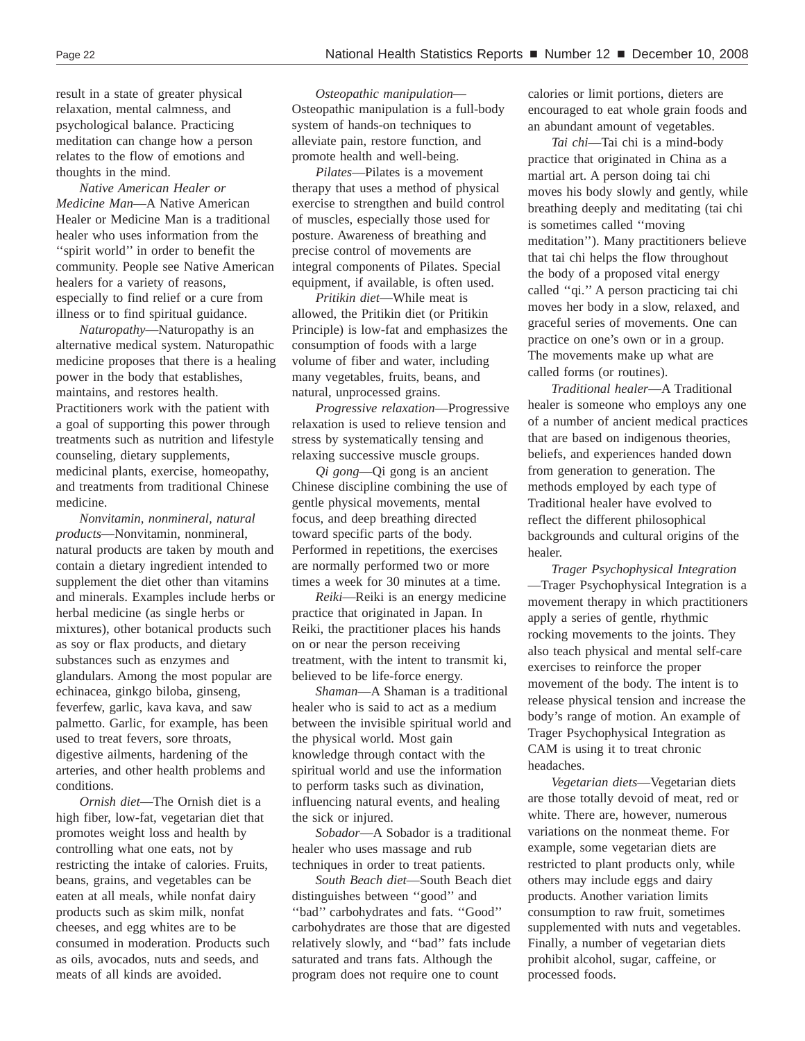result in a state of greater physical relaxation, mental calmness, and psychological balance. Practicing meditation can change how a person relates to the flow of emotions and thoughts in the mind.

*Native American Healer or Medicine Man*—A Native American Healer or Medicine Man is a traditional healer who uses information from the ''spirit world'' in order to benefit the community. People see Native American healers for a variety of reasons, especially to find relief or a cure from illness or to find spiritual guidance.

*Naturopathy*—Naturopathy is an alternative medical system. Naturopathic medicine proposes that there is a healing power in the body that establishes, maintains, and restores health. Practitioners work with the patient with a goal of supporting this power through treatments such as nutrition and lifestyle counseling, dietary supplements, medicinal plants, exercise, homeopathy, and treatments from traditional Chinese medicine.

*Nonvitamin, nonmineral, natural products*—Nonvitamin, nonmineral, natural products are taken by mouth and contain a dietary ingredient intended to supplement the diet other than vitamins and minerals. Examples include herbs or herbal medicine (as single herbs or mixtures), other botanical products such as soy or flax products, and dietary substances such as enzymes and glandulars. Among the most popular are echinacea, ginkgo biloba, ginseng, feverfew, garlic, kava kava, and saw palmetto. Garlic, for example, has been used to treat fevers, sore throats, digestive ailments, hardening of the arteries, and other health problems and conditions.

*Ornish diet*—The Ornish diet is a high fiber, low-fat, vegetarian diet that promotes weight loss and health by controlling what one eats, not by restricting the intake of calories. Fruits, beans, grains, and vegetables can be eaten at all meals, while nonfat dairy products such as skim milk, nonfat cheeses, and egg whites are to be consumed in moderation. Products such as oils, avocados, nuts and seeds, and meats of all kinds are avoided.

*Osteopathic manipulation*—Osteopathic manipulation is a full-body system of hands-on techniques to alleviate pain, restore function, and promote health and well-being.

*Pilates*—Pilates is a movement therapy that uses a method of physical exercise to strengthen and build control of muscles, especially those used for posture. Awareness of breathing and precise control of movements are integral components of Pilates. Special equipment, if available, is often used.

*Pritikin diet*—While meat is allowed, the Pritikin diet (or Pritikin Principle) is low-fat and emphasizes the consumption of foods with a large volume of fiber and water, including many vegetables, fruits, beans, and natural, unprocessed grains.

*Progressive relaxation*—Progressive relaxation is used to relieve tension and stress by systematically tensing and relaxing successive muscle groups.

*Qi gong*—Qi gong is an ancient Chinese discipline combining the use of gentle physical movements, mental focus, and deep breathing directed toward specific parts of the body. Performed in repetitions, the exercises are normally performed two or more times a week for 30 minutes at a time.

*Reiki*—Reiki is an energy medicine practice that originated in Japan. In Reiki, the practitioner places his hands on or near the person receiving treatment, with the intent to transmit ki, believed to be life-force energy.

*Shaman*—A Shaman is a traditional healer who is said to act as a medium between the invisible spiritual world and the physical world. Most gain knowledge through contact with the spiritual world and use the information to perform tasks such as divination, influencing natural events, and healing the sick or injured.

*Sobador*—A Sobador is a traditional healer who uses massage and rub techniques in order to treat patients.

*South Beach diet*—South Beach diet distinguishes between ''good'' and ''bad'' carbohydrates and fats. ''Good'' carbohydrates are those that are digested relatively slowly, and ''bad'' fats include saturated and trans fats. Although the program does not require one to count calories or limit portions, dieters are encouraged to eat whole grain foods and an abundant amount of vegetables.

*Tai chi*—Tai chi is a mind-body practice that originated in China as a martial art. A person doing tai chi moves his body slowly and gently, while breathing deeply and meditating (tai chi is sometimes called ''moving meditation''). Many practitioners believe that tai chi helps the flow throughout the body of a proposed vital energy called ''qi.'' A person practicing tai chi moves her body in a slow, relaxed, and graceful series of movements. One can practice on one's own or in a group. The movements make up what are called forms (or routines).

*Traditional healer*—A Traditional healer is someone who employs any one of a number of ancient medical practices that are based on indigenous theories, beliefs, and experiences handed down from generation to generation. The methods employed by each type of Traditional healer have evolved to reflect the different philosophical backgrounds and cultural origins of the healer.

*Trager Psychophysical Integration*—Trager Psychophysical Integration is a movement therapy in which practitioners apply a series of gentle, rhythmic rocking movements to the joints. They also teach physical and mental self-care exercises to reinforce the proper movement of the body. The intent is to release physical tension and increase the body's range of motion. An example of Trager Psychophysical Integration as CAM is using it to treat chronic headaches.

*Vegetarian diets*—Vegetarian diets are those totally devoid of meat, red or white. There are, however, numerous variations on the nonmeat theme. For example, some vegetarian diets are restricted to plant products only, while others may include eggs and dairy products. Another variation limits consumption to raw fruit, sometimes supplemented with nuts and vegetables. Finally, a number of vegetarian diets prohibit alcohol, sugar, caffeine, or processed foods.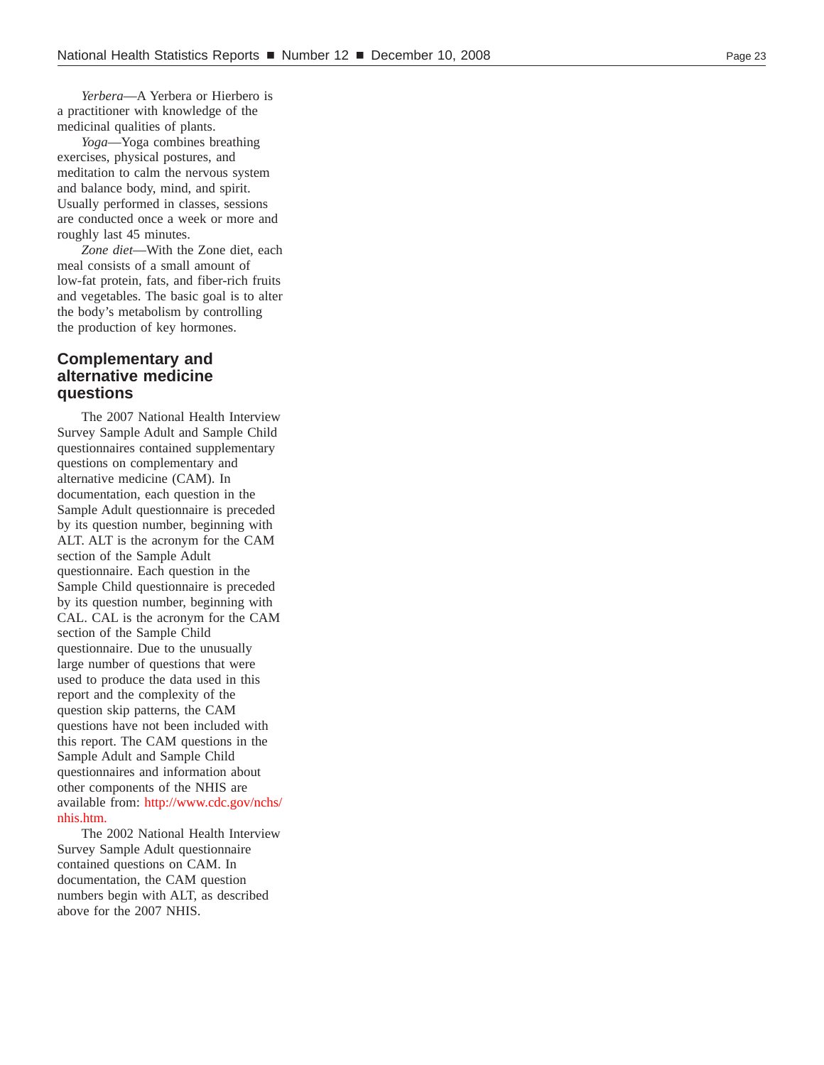*Yerbera*—A Yerbera or Hierbero is a practitioner with knowledge of the medicinal qualities of plants.

*Yoga*—Yoga combines breathing exercises, physical postures, and meditation to calm the nervous system and balance body, mind, and spirit. Usually performed in classes, sessions are conducted once a week or more and roughly last 45 minutes.

*Zone diet*—With the Zone diet, each meal consists of a small amount of low-fat protein, fats, and fiber-rich fruits and vegetables. The basic goal is to alter the body's metabolism by controlling the production of key hormones.

## Complementary and alternative medicine questions

The 2007 National Health Interview Survey Sample Adult and Sample Child questionnaires contained supplementary questions on complementary and alternative medicine (CAM). In documentation, each question in the Sample Adult questionnaire is preceded by its question number, beginning with ALT. ALT is the acronym for the CAM section of the Sample Adult questionnaire. Each question in the Sample Child questionnaire is preceded by its question number, beginning with CAL. CAL is the acronym for the CAM section of the Sample Child questionnaire. Due to the unusually large number of questions that were used to produce the data used in this report and the complexity of the question skip patterns, the CAM questions have not been included with this report. The CAM questions in the Sample Adult and Sample Child questionnaires and information about other components of the NHIS are available from: http://www.cdc.gov/nchs/nhis.htm.

The 2002 National Health Interview Survey Sample Adult questionnaire contained questions on CAM. In documentation, the CAM question numbers begin with ALT, as described above for the 2007 NHIS.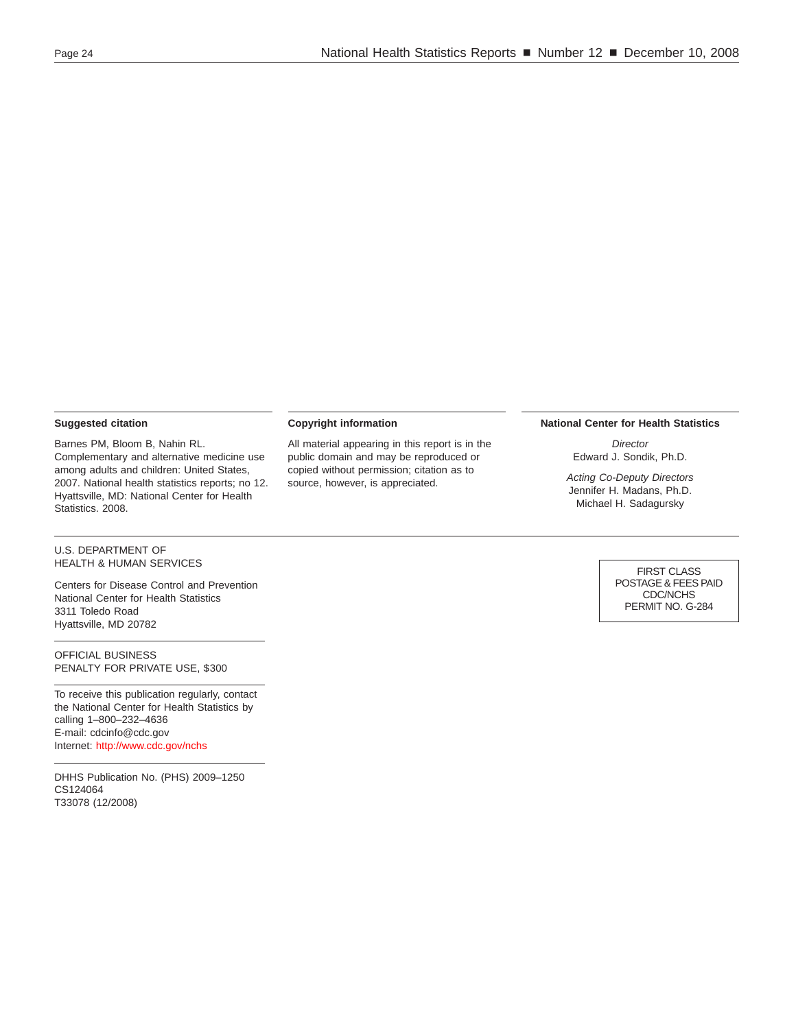### Suggested citation

Barnes PM, Bloom B, Nahin RL. Complementary and alternative medicine use among adults and children: United States, 2007. National health statistics reports; no 12. Hyattsville, MD: National Center for Health Statistics. 2008.

### Copyright information

All material appearing in this report is in the public domain and may be reproduced or copied without permission; citation as to source, however, is appreciated.

### National Center for Health Statistics

*Director*
Edward J. Sondik, Ph.D.

*Acting Co-Deputy Directors*
Jennifer H. Madans, Ph.D.
Michael H. Sadagursky

---

U.S. DEPARTMENT OF
HEALTH & HUMAN SERVICES

Centers for Disease Control and Prevention
National Center for Health Statistics
3311 Toledo Road
Hyattsville, MD 20782

FIRST CLASS
POSTAGE & FEES PAID
CDC/NCHS
PERMIT NO. G-284

OFFICIAL BUSINESS
PENALTY FOR PRIVATE USE, $300

To receive this publication regularly, contact the National Center for Health Statistics by calling 1–800–232–4636
E-mail: cdcinfo@cdc.gov
Internet: http://www.cdc.gov/nchs

DHHS Publication No. (PHS) 2009–1250
CS124064
T33078 (12/2008)